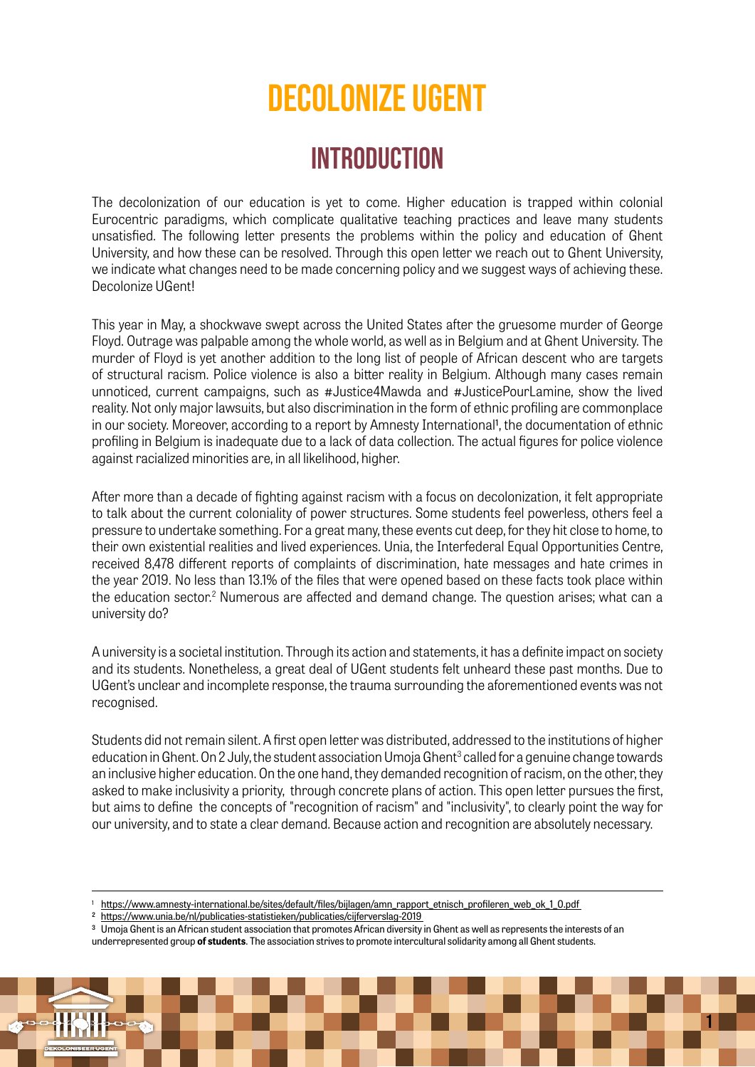# DECOLONIZE UGENT

## INTRODUCTION

The decolonization of our education is yet to come. Higher education is trapped within colonial Eurocentric paradigms, which complicate qualitative teaching practices and leave many students unsatisfied. The following letter presents the problems within the policy and education of Ghent University, and how these can be resolved. Through this open letter we reach out to Ghent University, we indicate what changes need to be made concerning policy and we suggest ways of achieving these. Decolonize UGent!

This year in May, a shockwave swept across the United States after the gruesome murder of George Floyd. Outrage was palpable among the whole world, as well as in Belgium and at Ghent University. The murder of Floyd is yet another addition to the long list of people of African descent who are targets of structural racism. Police violence is also a bitter reality in Belgium. Although many cases remain unnoticed, current campaigns, such as #Justice4Mawda and #JusticePourLamine, show the lived reality. Not only major lawsuits, but also discrimination in the form of ethnic profiling are commonplace in our society. Moreover, according to a report by Amnesty International[1], the documentation of ethnic profiling in Belgium is inadequate due to a lack of data collection. The actual figures for police violence against racialized minorities are, in all likelihood, higher.

After more than a decade of fighting against racism with a focus on decolonization, it felt appropriate to talk about the current coloniality of power structures. Some students feel powerless, others feel a pressure to undertake something. For a great many, these events cut deep, for they hit close to home, to their own existential realities and lived experiences. Unia, the Interfederal Equal Opportunities Centre, received 8,478 different reports of complaints of discrimination, hate messages and hate crimes in the year 2019. No less than 13.1% of the files that were opened based on these facts took place within the education sector.[2] Numerous are affected and demand change. The question arises; what can a university do?

A university is a societal institution. Through its action and statements, it has a definite impact on society and its students. Nonetheless, a great deal of UGent students felt unheard these past months. Due to UGent's unclear and incomplete response, the trauma surrounding the aforementioned events was not recognised.

Students did not remain silent. A first open letter was distributed, addressed to the institutions of higher education in Ghent. On 2 July, the student association Umoja Ghent[3] called for a genuine change towards an inclusive higher education. On the one hand, they demanded recognition of racism, on the other, they asked to make inclusivity a priority, through concrete plans of action. This open letter pursues the first, but aims to define the concepts of "recognition of racism" and "inclusivity", to clearly point the way for our university, and to state a clear demand. Because action and recognition are absolutely necessary.

---

[1] https://www.amnesty-international.be/sites/default/files/bijlagen/amn_rapport_etnisch_profileren_web_ok_1_0.pdf

[2] https://www.unia.be/nl/publicaties-statistieken/publicaties/cijferverslag-2019

[3] Umoja Ghent is an African student association that promotes African diversity in Ghent as well as represents the interests of an underrepresented group **of students**. The association strives to promote intercultural solidarity among all Ghent students.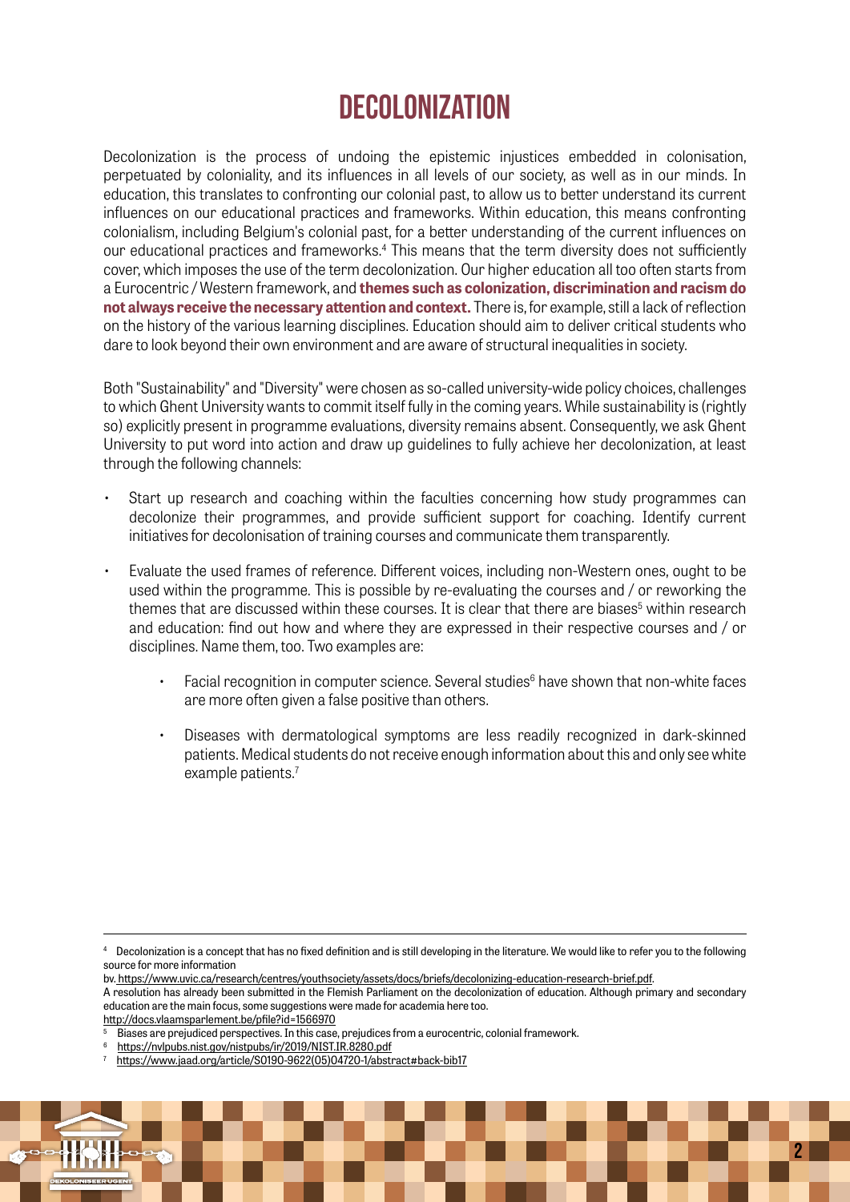# DECOLONIZATION

Decolonization is the process of undoing the epistemic injustices embedded in colonisation, perpetuated by coloniality, and its influences in all levels of our society, as well as in our minds. In education, this translates to confronting our colonial past, to allow us to better understand its current influences on our educational practices and frameworks. Within education, this means confronting colonialism, including Belgium's colonial past, for a better understanding of the current influences on our educational practices and frameworks.[4] This means that the term diversity does not sufficiently cover, which imposes the use of the term decolonization. Our higher education all too often starts from a Eurocentric / Western framework, and **themes such as colonization, discrimination and racism do not always receive the necessary attention and context.** There is, for example, still a lack of reflection on the history of the various learning disciplines. Education should aim to deliver critical students who dare to look beyond their own environment and are aware of structural inequalities in society.

Both "Sustainability" and "Diversity" were chosen as so-called university-wide policy choices, challenges to which Ghent University wants to commit itself fully in the coming years. While sustainability is (rightly so) explicitly present in programme evaluations, diversity remains absent. Consequently, we ask Ghent University to put word into action and draw up guidelines to fully achieve her decolonization, at least through the following channels:

- Start up research and coaching within the faculties concerning how study programmes can decolonize their programmes, and provide sufficient support for coaching. Identify current initiatives for decolonisation of training courses and communicate them transparently.
- Evaluate the used frames of reference. Different voices, including non-Western ones, ought to be used within the programme. This is possible by re-evaluating the courses and / or reworking the themes that are discussed within these courses. It is clear that there are biases[5] within research and education: find out how and where they are expressed in their respective courses and / or disciplines. Name them, too. Two examples are:
  - Facial recognition in computer science. Several studies[6] have shown that non-white faces are more often given a false positive than others.
  - Diseases with dermatological symptoms are less readily recognized in dark-skinned patients. Medical students do not receive enough information about this and only see white example patients.[7]

---

[4] Decolonization is a concept that has no fixed definition and is still developing in the literature. We would like to refer you to the following source for more information
bv. https://www.uvic.ca/research/centres/youthsociety/assets/docs/briefs/decolonizing-education-research-brief.pdf.
A resolution has already been submitted in the Flemish Parliament on the decolonization of education. Although primary and secondary education are the main focus, some suggestions were made for academia here too.
http://docs.vlaamsparlement.be/pfile?id=1566970

[5] Biases are prejudiced perspectives. In this case, prejudices from a eurocentric, colonial framework.

[6] https://nvlpubs.nist.gov/nistpubs/ir/2019/NIST.IR.8280.pdf

[7] https://www.jaad.org/article/S0190-9622(05)04720-1/abstract#back-bib17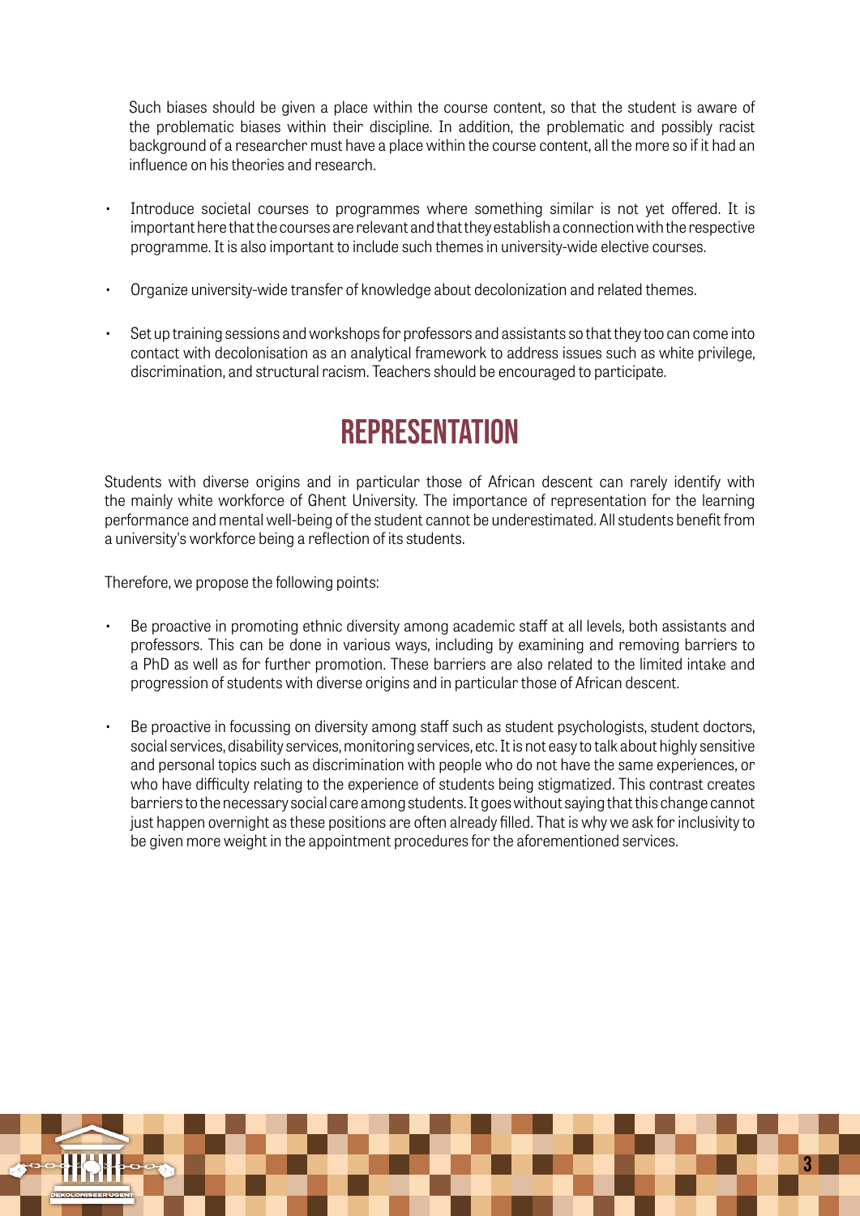Such biases should be given a place within the course content, so that the student is aware of the problematic biases within their discipline. In addition, the problematic and possibly racist background of a researcher must have a place within the course content, all the more so if it had an influence on his theories and research.

- Introduce societal courses to programmes where something similar is not yet offered. It is important here that the courses are relevant and that they establish a connection with the respective programme. It is also important to include such themes in university-wide elective courses.

- Organize university-wide transfer of knowledge about decolonization and related themes.

- Set up training sessions and workshops for professors and assistants so that they too can come into contact with decolonisation as an analytical framework to address issues such as white privilege, discrimination, and structural racism. Teachers should be encouraged to participate.

## REPRESENTATION

Students with diverse origins and in particular those of African descent can rarely identify with the mainly white workforce of Ghent University. The importance of representation for the learning performance and mental well-being of the student cannot be underestimated. All students benefit from a university's workforce being a reflection of its students.

Therefore, we propose the following points:

- Be proactive in promoting ethnic diversity among academic staff at all levels, both assistants and professors. This can be done in various ways, including by examining and removing barriers to a PhD as well as for further promotion. These barriers are also related to the limited intake and progression of students with diverse origins and in particular those of African descent.

- Be proactive in focussing on diversity among staff such as student psychologists, student doctors, social services, disability services, monitoring services, etc. It is not easy to talk about highly sensitive and personal topics such as discrimination with people who do not have the same experiences, or who have difficulty relating to the experience of students being stigmatized. This contrast creates barriers to the necessary social care among students. It goes without saying that this change cannot just happen overnight as these positions are often already filled. That is why we ask for inclusivity to be given more weight in the appointment procedures for the aforementioned services.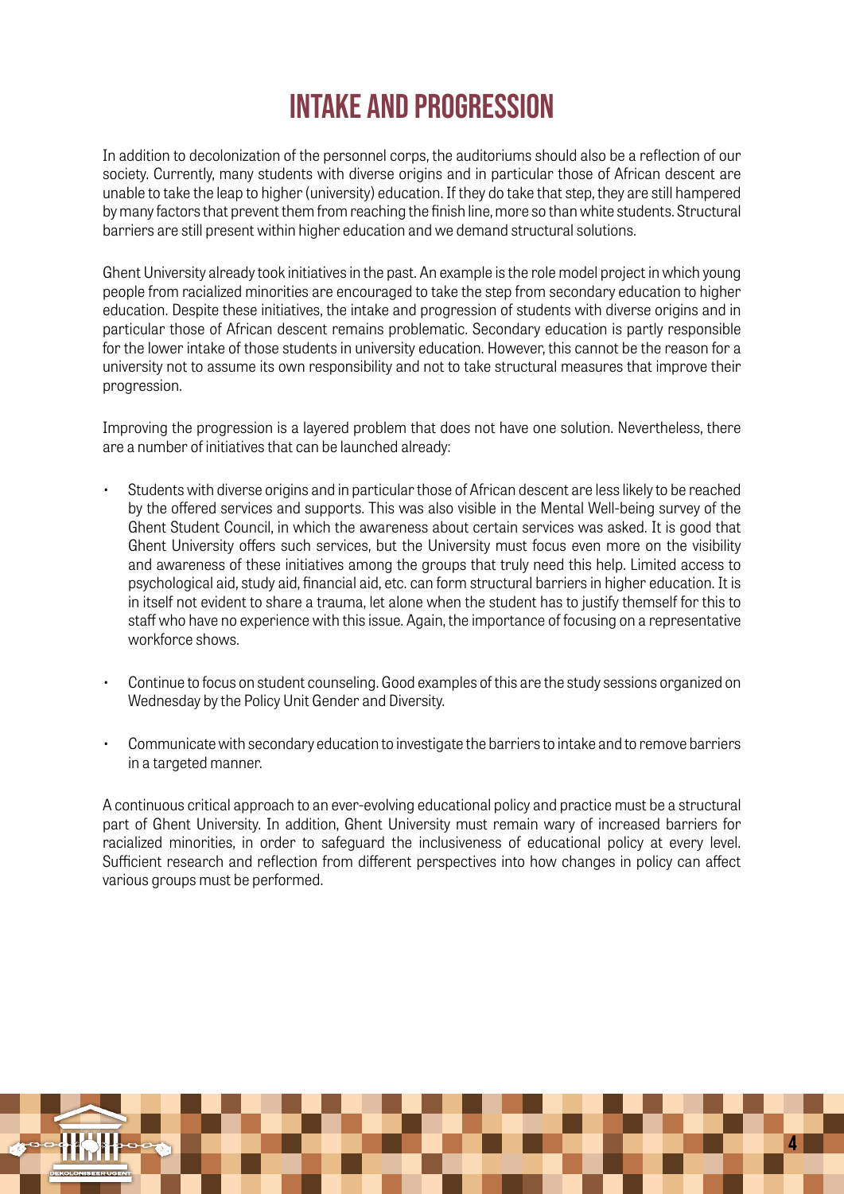# INTAKE AND PROGRESSION

In addition to decolonization of the personnel corps, the auditoriums should also be a reflection of our society. Currently, many students with diverse origins and in particular those of African descent are unable to take the leap to higher (university) education. If they do take that step, they are still hampered by many factors that prevent them from reaching the finish line, more so than white students. Structural barriers are still present within higher education and we demand structural solutions.

Ghent University already took initiatives in the past. An example is the role model project in which young people from racialized minorities are encouraged to take the step from secondary education to higher education. Despite these initiatives, the intake and progression of students with diverse origins and in particular those of African descent remains problematic. Secondary education is partly responsible for the lower intake of those students in university education. However, this cannot be the reason for a university not to assume its own responsibility and not to take structural measures that improve their progression.

Improving the progression is a layered problem that does not have one solution. Nevertheless, there are a number of initiatives that can be launched already:

- Students with diverse origins and in particular those of African descent are less likely to be reached by the offered services and supports. This was also visible in the Mental Well-being survey of the Ghent Student Council, in which the awareness about certain services was asked. It is good that Ghent University offers such services, but the University must focus even more on the visibility and awareness of these initiatives among the groups that truly need this help. Limited access to psychological aid, study aid, financial aid, etc. can form structural barriers in higher education. It is in itself not evident to share a trauma, let alone when the student has to justify themself for this to staff who have no experience with this issue. Again, the importance of focusing on a representative workforce shows.

- Continue to focus on student counseling. Good examples of this are the study sessions organized on Wednesday by the Policy Unit Gender and Diversity.

- Communicate with secondary education to investigate the barriers to intake and to remove barriers in a targeted manner.

A continuous critical approach to an ever-evolving educational policy and practice must be a structural part of Ghent University. In addition, Ghent University must remain wary of increased barriers for racialized minorities, in order to safeguard the inclusiveness of educational policy at every level. Sufficient research and reflection from different perspectives into how changes in policy can affect various groups must be performed.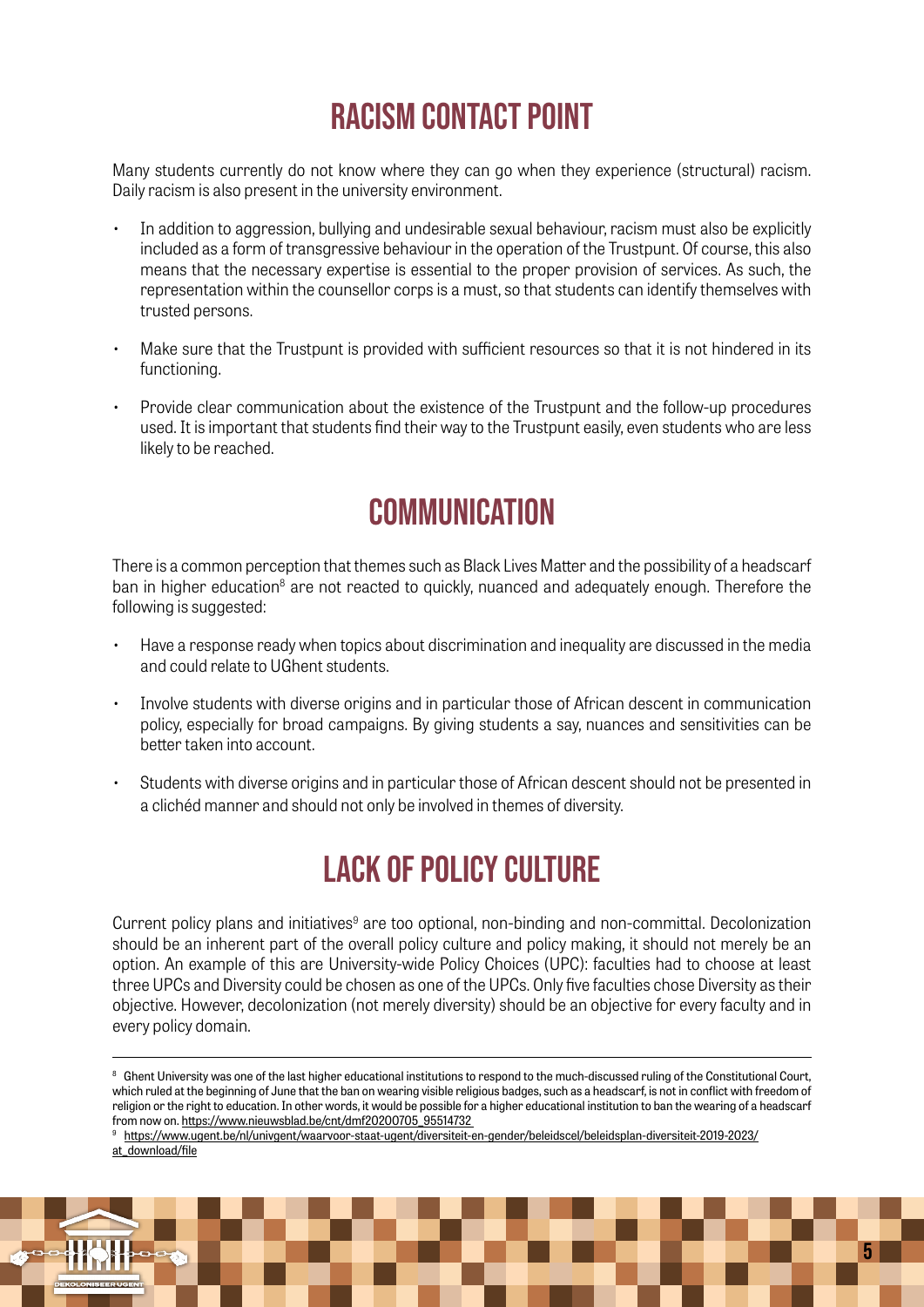## RACISM CONTACT POINT

Many students currently do not know where they can go when they experience (structural) racism. Daily racism is also present in the university environment.

- In addition to aggression, bullying and undesirable sexual behaviour, racism must also be explicitly included as a form of transgressive behaviour in the operation of the Trustpunt. Of course, this also means that the necessary expertise is essential to the proper provision of services. As such, the representation within the counsellor corps is a must, so that students can identify themselves with trusted persons.
- Make sure that the Trustpunt is provided with sufficient resources so that it is not hindered in its functioning.
- Provide clear communication about the existence of the Trustpunt and the follow-up procedures used. It is important that students find their way to the Trustpunt easily, even students who are less likely to be reached.

## COMMUNICATION

There is a common perception that themes such as Black Lives Matter and the possibility of a headscarf ban in higher education[8] are not reacted to quickly, nuanced and adequately enough. Therefore the following is suggested:

- Have a response ready when topics about discrimination and inequality are discussed in the media and could relate to UGhent students.
- Involve students with diverse origins and in particular those of African descent in communication policy, especially for broad campaigns. By giving students a say, nuances and sensitivities can be better taken into account.
- Students with diverse origins and in particular those of African descent should not be presented in a clichéd manner and should not only be involved in themes of diversity.

## LACK OF POLICY CULTURE

Current policy plans and initiatives[9] are too optional, non-binding and non-committal. Decolonization should be an inherent part of the overall policy culture and policy making, it should not merely be an option. An example of this are University-wide Policy Choices (UPC): faculties had to choose at least three UPCs and Diversity could be chosen as one of the UPCs. Only five faculties chose Diversity as their objective. However, decolonization (not merely diversity) should be an objective for every faculty and in every policy domain.

---

[8] Ghent University was one of the last higher educational institutions to respond to the much-discussed ruling of the Constitutional Court, which ruled at the beginning of June that the ban on wearing visible religious badges, such as a headscarf, is not in conflict with freedom of religion or the right to education. In other words, it would be possible for a higher educational institution to ban the wearing of a headscarf from now on. https://www.nieuwsblad.be/cnt/dmf20200705_95514732

[9] https://www.ugent.be/nl/univgent/waarvoor-staat-ugent/diversiteit-en-gender/beleidscel/beleidsplan-diversiteit-2019-2023/at_download/file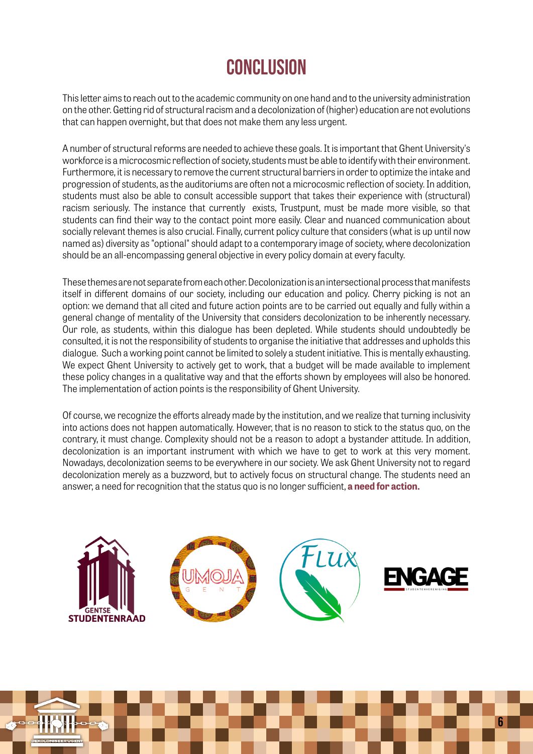# CONCLUSION

This letter aims to reach out to the academic community on one hand and to the university administration on the other. Getting rid of structural racism and a decolonization of (higher) education are not evolutions that can happen overnight, but that does not make them any less urgent.

A number of structural reforms are needed to achieve these goals. It is important that Ghent University's workforce is a microcosmic reflection of society, students must be able to identify with their environment. Furthermore, it is necessary to remove the current structural barriers in order to optimize the intake and progression of students, as the auditoriums are often not a microcosmic reflection of society. In addition, students must also be able to consult accessible support that takes their experience with (structural) racism seriously. The instance that currently exists, Trustpunt, must be made more visible, so that students can find their way to the contact point more easily. Clear and nuanced communication about socially relevant themes is also crucial. Finally, current policy culture that considers (what is up until now named as) diversity as "optional" should adapt to a contemporary image of society, where decolonization should be an all-encompassing general objective in every policy domain at every faculty.

These themes are not separate from each other. Decolonization is an intersectional process that manifests itself in different domains of our society, including our education and policy. Cherry picking is not an option: we demand that all cited and future action points are to be carried out equally and fully within a general change of mentality of the University that considers decolonization to be inherently necessary. Our role, as students, within this dialogue has been depleted. While students should undoubtedly be consulted, it is not the responsibility of students to organise the initiative that addresses and upholds this dialogue. Such a working point cannot be limited to solely a student initiative. This is mentally exhausting. We expect Ghent University to actively get to work, that a budget will be made available to implement these policy changes in a qualitative way and that the efforts shown by employees will also be honored. The implementation of action points is the responsibility of Ghent University.

Of course, we recognize the efforts already made by the institution, and we realize that turning inclusivity into actions does not happen automatically. However, that is no reason to stick to the status quo, on the contrary, it must change. Complexity should not be a reason to adopt a bystander attitude. In addition, decolonization is an important instrument with which we have to get to work at this very moment. Nowadays, decolonization seems to be everywhere in our society. We ask Ghent University not to regard decolonization merely as a buzzword, but to actively focus on structural change. The students need an answer, a need for recognition that the status quo is no longer sufficient, **a need for action.**

GENTSE STUDENTENRAAD

UMOJA GENT

FLUX

ENGAGE STUDENTENVERENIGING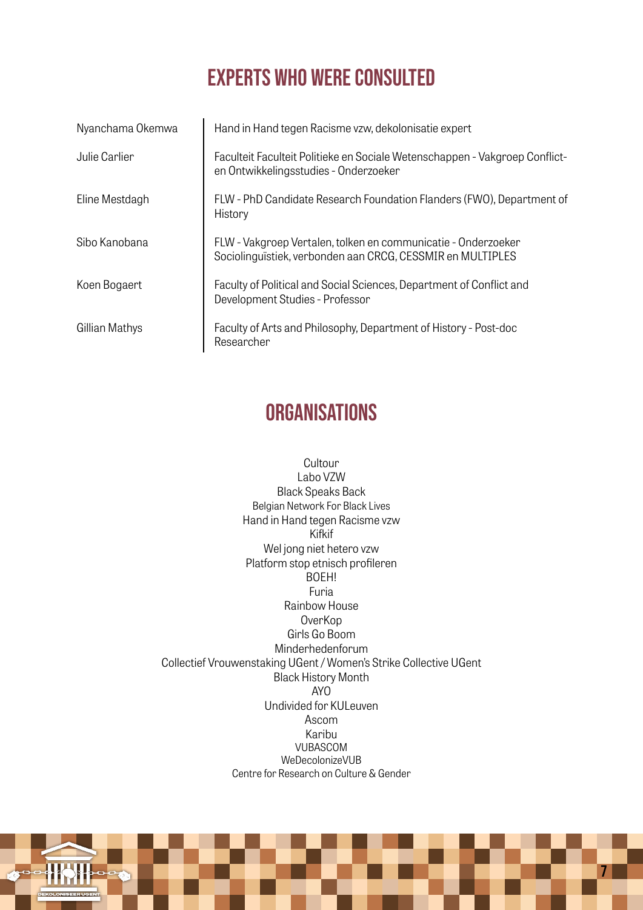# EXPERTS WHO WERE CONSULTED

| | |
|---|---|
| Nyanchama Okemwa | Hand in Hand tegen Racisme vzw, dekolonisatie expert |
| Julie Carlier | Faculteit Faculteit Politieke en Sociale Wetenschappen - Vakgroep Conflict- en Ontwikkelingsstudies - Onderzoeker |
| Eline Mestdagh | FLW - PhD Candidate Research Foundation Flanders (FWO), Department of History |
| Sibo Kanobana | FLW - Vakgroep Vertalen, tolken en communicatie - Onderzoeker Sociolinguïstiek, verbonden aan CRCG, CESSMIR en MULTIPLES |
| Koen Bogaert | Faculty of Political and Social Sciences, Department of Conflict and Development Studies - Professor |
| Gillian Mathys | Faculty of Arts and Philosophy, Department of History - Post-doc Researcher |

# ORGANISATIONS

Cultour
Labo VZW
Black Speaks Back
Belgian Network For Black Lives
Hand in Hand tegen Racisme vzw
Kifkif
Wel jong niet hetero vzw
Platform stop etnisch profileren
BOEH!
Furia
Rainbow House
OverKop
Girls Go Boom
Minderhedenforum
Collectief Vrouwenstaking UGent / Women's Strike Collective UGent
Black History Month
AYO
Undivided for KULeuven
Ascom
Karibu
VUBASCOM
WeDecolonizeVUB
Centre for Research on Culture & Gender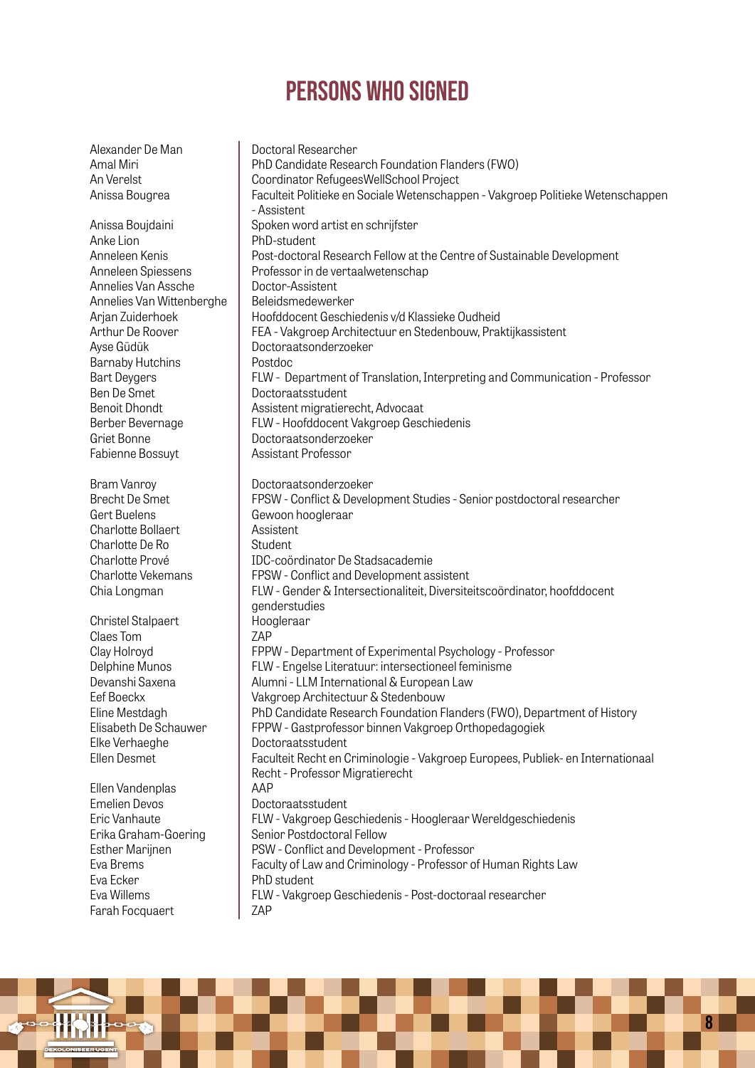# PERSONS WHO SIGNED

| Name | Position |
|---|---|
| Alexander De Man | Doctoral Researcher |
| Amal Miri | PhD Candidate Research Foundation Flanders (FWO) |
| An Verelst | Coordinator RefugeesWellSchool Project |
| Anissa Bougrea | Faculteit Politieke en Sociale Wetenschappen - Vakgroep Politieke Wetenschappen - Assistent |
| Anissa Boujdaini | Spoken word artist en schrijfster |
| Anke Lion | PhD-student |
| Anneleen Kenis | Post-doctoral Research Fellow at the Centre of Sustainable Development |
| Anneleen Spiessens | Professor in de vertaalwetenschap |
| Annelies Van Assche | Doctor-Assistent |
| Annelies Van Wittenberghe | Beleidsmedewerker |
| Arjan Zuiderhoek | Hoofddocent Geschiedenis v/d Klassieke Oudheid |
| Arthur De Roover | FEA - Vakgroep Architectuur en Stedenbouw, Praktijkassistent |
| Ayse Güdük | Doctoraatsonderzoeker |
| Barnaby Hutchins | Postdoc |
| Bart Deygers | FLW - Department of Translation, Interpreting and Communication - Professor |
| Ben De Smet | Doctoraatsstudent |
| Benoit Dhondt | Assistent migratierecht, Advocaat |
| Berber Bevernage | FLW - Hoofddocent Vakgroep Geschiedenis |
| Griet Bonne | Doctoraatsonderzoeker |
| Fabienne Bossuyt | Assistant Professor |
| Bram Vanroy | Doctoraatsonderzoeker |
| Brecht De Smet | FPSW - Conflict & Development Studies - Senior postdoctoral researcher |
| Gert Buelens | Gewoon hoogleraar |
| Charlotte Bollaert | Assistent |
| Charlotte De Ro | Student |
| Charlotte Prové | IDC-coördinator De Stadsacademie |
| Charlotte Vekemans | FPSW - Conflict and Development assistent |
| Chia Longman | FLW - Gender & Intersectionaliteit, Diversiteitscoördinator, hoofddocent genderstudies |
| Christel Stalpaert | Hoogleraar |
| Claes Tom | ZAP |
| Clay Holroyd | FPPW - Department of Experimental Psychology - Professor |
| Delphine Munos | FLW - Engelse Literatuur: intersectioneel feminisme |
| Devanshi Saxena | Alumni - LLM International & European Law |
| Eef Boeckx | Vakgroep Architectuur & Stedenbouw |
| Eline Mestdagh | PhD Candidate Research Foundation Flanders (FWO), Department of History |
| Elisabeth De Schauwer | FPPW - Gastprofessor binnen Vakgroep Orthopedagogiek |
| Elke Verhaeghe | Doctoraatsstudent |
| Ellen Desmet | Faculteit Recht en Criminologie - Vakgroep Europees, Publiek- en Internationaal Recht - Professor Migratierecht |
| Ellen Vandenplas | AAP |
| Emelien Devos | Doctoraatsstudent |
| Eric Vanhaute | FLW - Vakgroep Geschiedenis - Hoogleraar Wereldgeschiedenis |
| Erika Graham-Goering | Senior Postdoctoral Fellow |
| Esther Marijnen | PSW - Conflict and Development - Professor |
| Eva Brems | Faculty of Law and Criminology - Professor of Human Rights Law |
| Eva Ecker | PhD student |
| Eva Willems | FLW - Vakgroep Geschiedenis - Post-doctoraal researcher |
| Farah Focquaert | ZAP |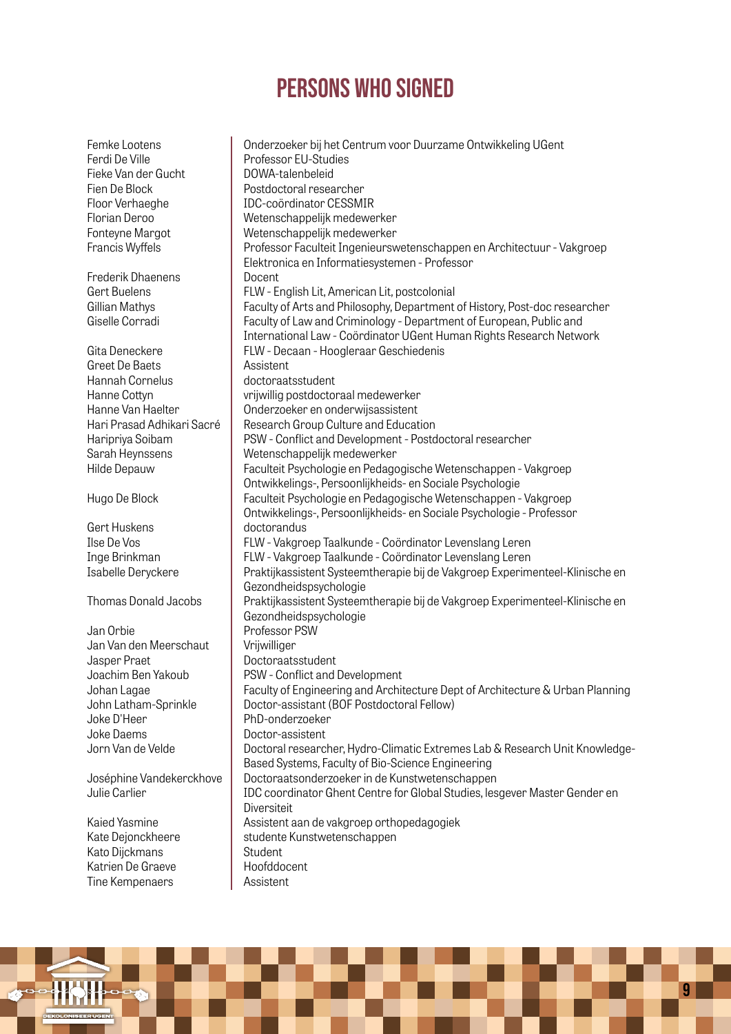# PERSONS WHO SIGNED

| | |
|---|---|
| Femke Lootens | Onderzoeker bij het Centrum voor Duurzame Ontwikkeling UGent |
| Ferdi De Ville | Professor EU-Studies |
| Fieke Van der Gucht | DOWA-talenbeleid |
| Fien De Block | Postdoctoral researcher |
| Floor Verhaeghe | IDC-coördinator CESSMIR |
| Florian Deroo | Wetenschappelijk medewerker |
| Fonteyne Margot | Wetenschappelijk medewerker |
| Francis Wyffels | Professor Faculteit Ingenieurswetenschappen en Architectuur - Vakgroep Elektronica en Informatiesystemen - Professor |
| Frederik Dhaenens | Docent |
| Gert Buelens | FLW - English Lit, American Lit, postcolonial |
| Gillian Mathys | Faculty of Arts and Philosophy, Department of History, Post-doc researcher |
| Giselle Corradi | Faculty of Law and Criminology - Department of European, Public and International Law - Coördinator UGent Human Rights Research Network |
| Gita Deneckere | FLW - Decaan - Hoogleraar Geschiedenis |
| Greet De Baets | Assistent |
| Hannah Cornelus | doctoraatsstudent |
| Hanne Cottyn | vrijwillig postdoctoraal medewerker |
| Hanne Van Haelter | Onderzoeker en onderwijsassistent |
| Hari Prasad Adhikari Sacré | Research Group Culture and Education |
| Haripriya Soibam | PSW - Conflict and Development - Postdoctoral researcher |
| Sarah Heynssens | Wetenschappelijk medewerker |
| Hilde Depauw | Faculteit Psychologie en Pedagogische Wetenschappen - Vakgroep Ontwikkelings-, Persoonlijkheids- en Sociale Psychologie |
| Hugo De Block | Faculteit Psychologie en Pedagogische Wetenschappen - Vakgroep Ontwikkelings-, Persoonlijkheids- en Sociale Psychologie - Professor |
| Gert Huskens | doctorandus |
| Ilse De Vos | FLW - Vakgroep Taalkunde - Coördinator Levenslang Leren |
| Inge Brinkman | FLW - Vakgroep Taalkunde - Coördinator Levenslang Leren |
| Isabelle Deryckere | Praktijkassistent Systeemtherapie bij de Vakgroep Experimenteel-Klinische en Gezondheidspsychologie |
| Thomas Donald Jacobs | Praktijkassistent Systeemtherapie bij de Vakgroep Experimenteel-Klinische en Gezondheidspsychologie |
| Jan Orbie | Professor PSW |
| Jan Van den Meerschaut | Vrijwilliger |
| Jasper Praet | Doctoraatsstudent |
| Joachim Ben Yakoub | PSW - Conflict and Development |
| Johan Lagae | Faculty of Engineering and Architecture Dept of Architecture & Urban Planning |
| John Latham-Sprinkle | Doctor-assistant (BOF Postdoctoral Fellow) |
| Joke D'Heer | PhD-onderzoeker |
| Joke Daems | Doctor-assistent |
| Jorn Van de Velde | Doctoral researcher, Hydro-Climatic Extremes Lab & Research Unit Knowledge-Based Systems, Faculty of Bio-Science Engineering |
| Joséphine Vandekerckhove | Doctoraatsonderzoeker in de Kunstwetenschappen |
| Julie Carlier | IDC coordinator Ghent Centre for Global Studies, lesgever Master Gender en Diversiteit |
| Kaied Yasmine | Assistent aan de vakgroep orthopedagogiek |
| Kate Dejonckheere | studente Kunstwetenschappen |
| Kato Dijckmans | Student |
| Katrien De Graeve | Hoofddocent |
| Tine Kempenaers | Assistent |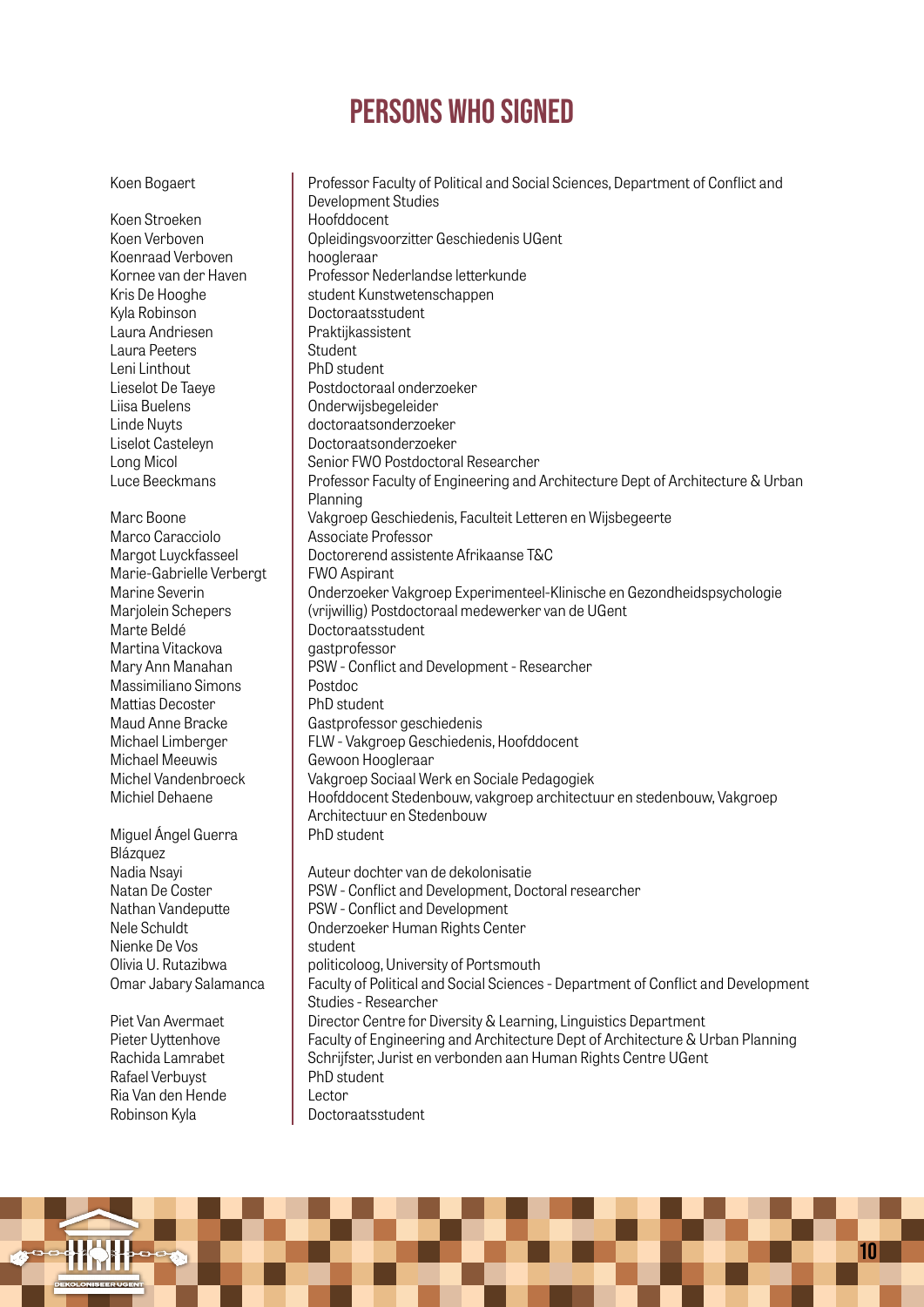# PERSONS WHO SIGNED

| | |
|---|---|
| Koen Bogaert | Professor Faculty of Political and Social Sciences, Department of Conflict and Development Studies |
| Koen Stroeken | Hoofddocent |
| Koen Verboven | Opleidingsvoorzitter Geschiedenis UGent |
| Koenraad Verboven | hoogleraar |
| Kornee van der Haven | Professor Nederlandse letterkunde |
| Kris De Hooghe | student Kunstwetenschappen |
| Kyla Robinson | Doctoraatsstudent |
| Laura Andriesen | Praktijkassistent |
| Laura Peeters | Student |
| Leni Linthout | PhD student |
| Lieselot De Taeye | Postdoctoraal onderzoeker |
| Liisa Buelens | Onderwijsbegeleider |
| Linde Nuyts | doctoraatsonderzoeker |
| Liselot Casteleyn | Doctoraatsonderzoeker |
| Long Micol | Senior FWO Postdoctoral Researcher |
| Luce Beeckmans | Professor Faculty of Engineering and Architecture Dept of Architecture & Urban Planning |
| Marc Boone | Vakgroep Geschiedenis, Faculteit Letteren en Wijsbegeerte |
| Marco Caracciolo | Associate Professor |
| Margot Luyckfasseel | Doctorerend assistente Afrikaanse T&C |
| Marie-Gabrielle Verbergt | FWO Aspirant |
| Marine Severin | Onderzoeker Vakgroep Experimenteel-Klinische en Gezondheidspsychologie |
| Marjolein Schepers | (vrijwillig) Postdoctoraal medewerker van de UGent |
| Marte Beldé | Doctoraatsstudent |
| Martina Vitackova | gastprofessor |
| Mary Ann Manahan | PSW - Conflict and Development - Researcher |
| Massimiliano Simons | Postdoc |
| Mattias Decoster | PhD student |
| Maud Anne Bracke | Gastprofessor geschiedenis |
| Michael Limberger | FLW - Vakgroep Geschiedenis, Hoofddocent |
| Michael Meeuwis | Gewoon Hoogleraar |
| Michel Vandenbroeck | Vakgroep Sociaal Werk en Sociale Pedagogiek |
| Michiel Dehaene | Hoofddocent Stedenbouw, vakgroep architectuur en stedenbouw, Vakgroep Architectuur en Stedenbouw |
| Miguel Ángel Guerra Blázquez | PhD student |
| Nadia Nsayi | Auteur dochter van de dekolonisatie |
| Natan De Coster | PSW - Conflict and Development, Doctoral researcher |
| Nathan Vandeputte | PSW - Conflict and Development |
| Nele Schuldt | Onderzoeker Human Rights Center |
| Nienke De Vos | student |
| Olivia U. Rutazibwa | politicoloog, University of Portsmouth |
| Omar Jabary Salamanca | Faculty of Political and Social Sciences - Department of Conflict and Development Studies - Researcher |
| Piet Van Avermaet | Director Centre for Diversity & Learning, Linguistics Department |
| Pieter Uyttenhove | Faculty of Engineering and Architecture Dept of Architecture & Urban Planning |
| Rachida Lamrabet | Schrijfster, Jurist en verbonden aan Human Rights Centre UGent |
| Rafael Verbuyst | PhD student |
| Ria Van den Hende | Lector |
| Robinson Kyla | Doctoraatsstudent |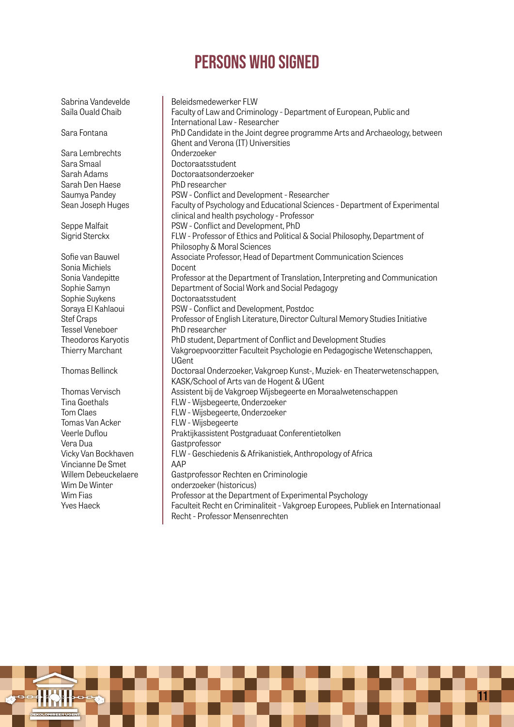# PERSONS WHO SIGNED

| | |
|---|---|
| Sabrina Vandevelde | Beleidsmedewerker FLW |
| Saïla Ouald Chaib | Faculty of Law and Criminology - Department of European, Public and International Law - Researcher |
| Sara Fontana | PhD Candidate in the Joint degree programme Arts and Archaeology, between Ghent and Verona (IT) Universities |
| Sara Lembrechts | Onderzoeker |
| Sara Smaal | Doctoraatsstudent |
| Sarah Adams | Doctoraatsonderzoeker |
| Sarah Den Haese | PhD researcher |
| Saumya Pandey | PSW - Conflict and Development - Researcher |
| Sean Joseph Huges | Faculty of Psychology and Educational Sciences - Department of Experimental clinical and health psychology - Professor |
| Seppe Malfait | PSW - Conflict and Development, PhD |
| Sigrid Sterckx | FLW - Professor of Ethics and Political & Social Philosophy, Department of Philosophy & Moral Sciences |
| Sofie van Bauwel | Associate Professor, Head of Department Communication Sciences |
| Sonia Michiels | Docent |
| Sonia Vandepitte | Professor at the Department of Translation, Interpreting and Communication |
| Sophie Samyn | Department of Social Work and Social Pedagogy |
| Sophie Suykens | Doctoraatsstudent |
| Soraya El Kahlaoui | PSW - Conflict and Development, Postdoc |
| Stef Craps | Professor of English Literature, Director Cultural Memory Studies Initiative |
| Tessel Veneboer | PhD researcher |
| Theodoros Karyotis | PhD student, Department of Conflict and Development Studies |
| Thierry Marchant | Vakgroepvoorzitter Faculteit Psychologie en Pedagogische Wetenschappen, UGent |
| Thomas Bellinck | Doctoraal Onderzoeker, Vakgroep Kunst-, Muziek- en Theaterwetenschappen, KASK/School of Arts van de Hogent & UGent |
| Thomas Vervisch | Assistent bij de Vakgroep Wijsbegeerte en Moraalwetenschappen |
| Tina Goethals | FLW - Wijsbegeerte, Onderzoeker |
| Tom Claes | FLW - Wijsbegeerte, Onderzoeker |
| Tomas Van Acker | FLW - Wijsbegeerte |
| Veerle Duflou | Praktijkassistent Postgraduaat Conferentietolken |
| Vera Dua | Gastprofessor |
| Vicky Van Bockhaven | FLW - Geschiedenis & Afrikanistiek, Anthropology of Africa |
| Vincianne De Smet | AAP |
| Willem Debeuckelaere | Gastprofessor Rechten en Criminologie |
| Wim De Winter | onderzoeker (historicus) |
| Wim Fias | Professor at the Department of Experimental Psychology |
| Yves Haeck | Faculteit Recht en Criminaliteit - Vakgroep Europees, Publiek en Internationaal Recht - Professor Mensenrechten |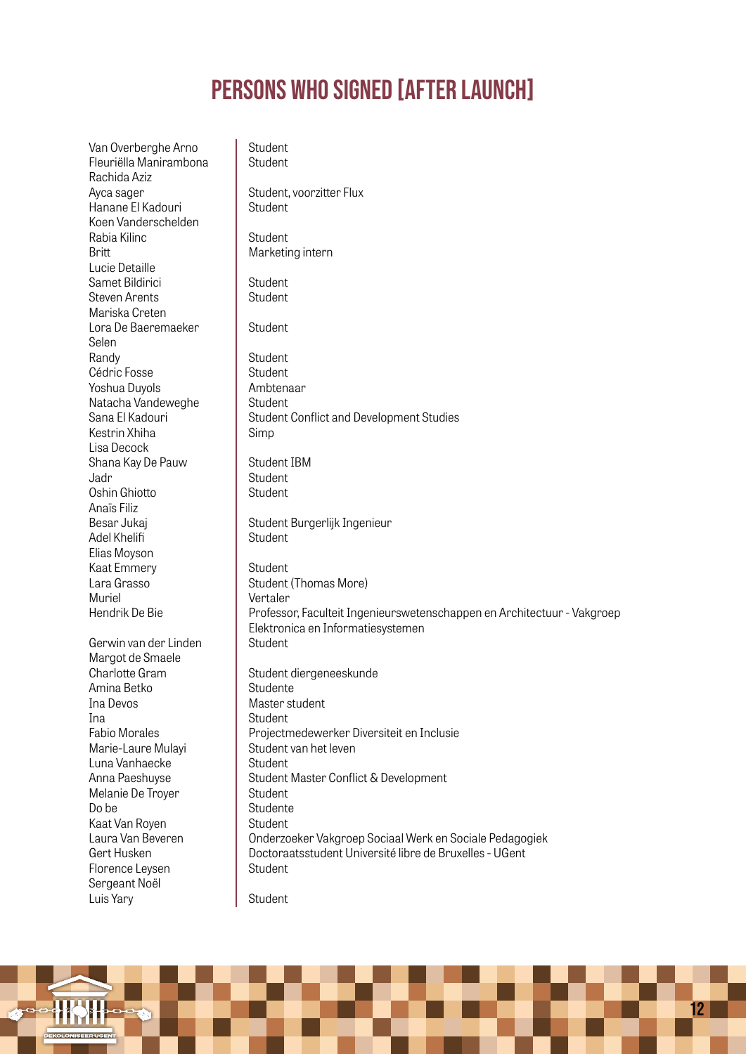# PERSONS WHO SIGNED [AFTER LAUNCH]

| Name | Function |
|---|---|
| Van Overberghe Arno | Student |
| Fleuriëlla Manirambona | Student |
| Rachida Aziz | |
| Ayca sager | Student, voorzitter Flux |
| Hanane El Kadouri | Student |
| Koen Vanderschelden | |
| Rabia Kilinc | Student |
| Britt | Marketing intern |
| Lucie Detaille | |
| Samet Bildirici | Student |
| Steven Arents | Student |
| Mariska Creten | |
| Lora De Baeremaeker | Student |
| Selen | |
| Randy | Student |
| Cédric Fosse | Student |
| Yoshua Duyols | Ambtenaar |
| Natacha Vandeweghe | Student |
| Sana El Kadouri | Student Conflict and Development Studies |
| Kestrin Xhiha | Simp |
| Lisa Decock | |
| Shana Kay De Pauw | Student IBM |
| Jadr | Student |
| Oshin Ghiotto | Student |
| Anaïs Filiz | |
| Besar Jukaj | Student Burgerlijk Ingenieur |
| Adel Khelifi | Student |
| Elias Moyson | |
| Kaat Emmery | Student |
| Lara Grasso | Student (Thomas More) |
| Muriel | Vertaler |
| Hendrik De Bie | Professor, Faculteit Ingenieurswetenschappen en Architectuur - Vakgroep Elektronica en Informatiesystemen |
| Gerwin van der Linden | Student |
| Margot de Smaele | |
| Charlotte Gram | Student diergeneeskunde |
| Amina Betko | Studente |
| Ina Devos | Master student |
| Ina | Student |
| Fabio Morales | Projectmedewerker Diversiteit en Inclusie |
| Marie-Laure Mulayi | Student van het leven |
| Luna Vanhaecke | Student |
| Anna Paeshuyse | Student Master Conflict & Development |
| Melanie De Troyer | Student |
| Do be | Studente |
| Kaat Van Royen | Student |
| Laura Van Beveren | Onderzoeker Vakgroep Sociaal Werk en Sociale Pedagogiek |
| Gert Husken | Doctoraatsstudent Université libre de Bruxelles - UGent |
| Florence Leysen | Student |
| Sergeant Noël | |
| Luis Yary | Student |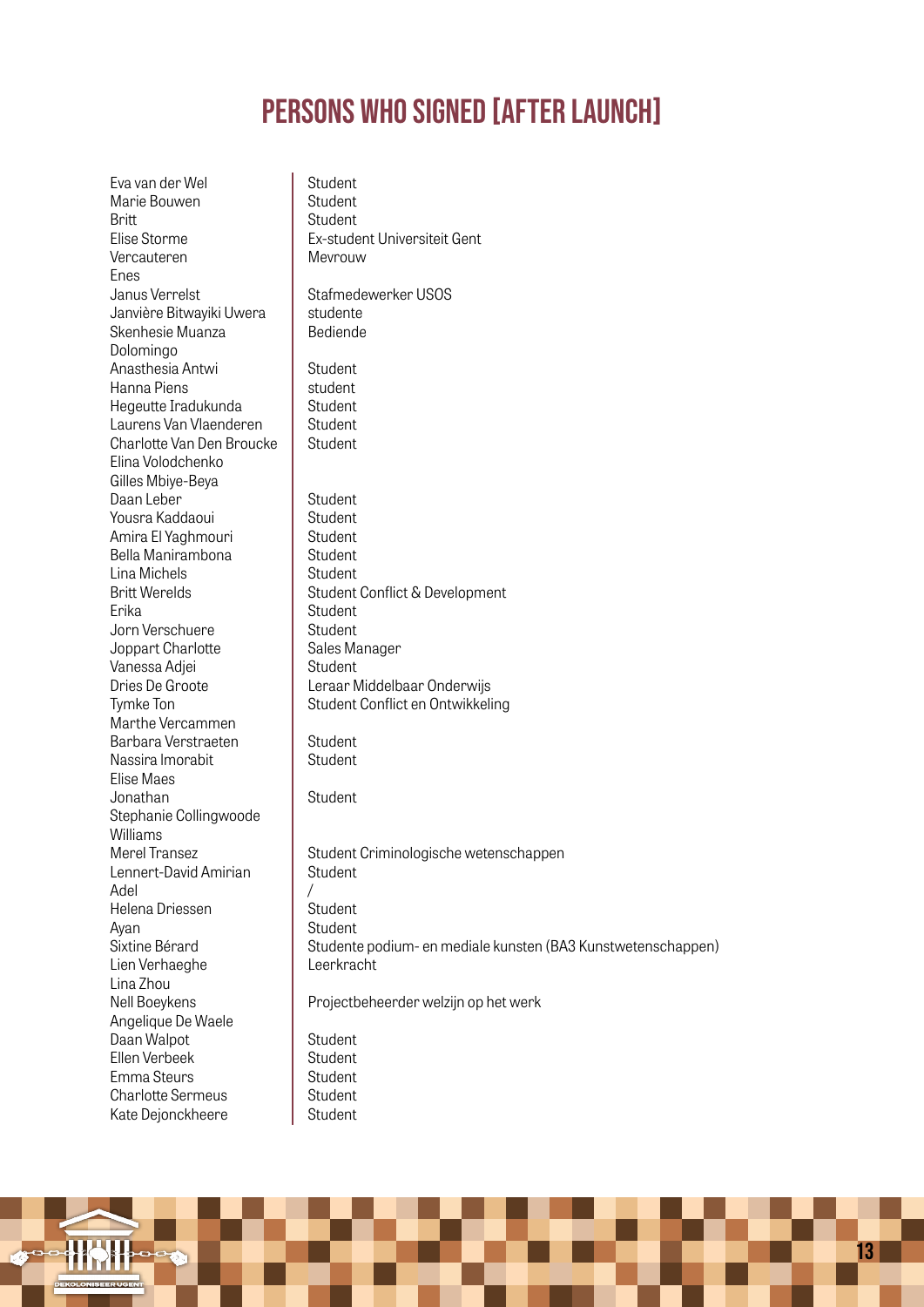# PERSONS WHO SIGNED [AFTER LAUNCH]

| Name | Function |
| --- | --- |
| Eva van der Wel | Student |
| Marie Bouwen | Student |
| Britt | Student |
| Elise Storme | Ex-student Universiteit Gent |
| Vercauteren | Mevrouw |
| Enes | |
| Janus Verrelst | Stafmedewerker USOS |
| Janvière Bitwayiki Uwera | studente |
| Skenhesie Muanza | Bediende |
| Dolomingo | |
| Anasthesia Antwi | Student |
| Hanna Piens | student |
| Hegeutte Iradukunda | Student |
| Laurens Van Vlaenderen | Student |
| Charlotte Van Den Broucke | Student |
| Elina Volodchenko | |
| Gilles Mbiye-Beya | |
| Daan Leber | Student |
| Yousra Kaddaoui | Student |
| Amira El Yaghmouri | Student |
| Bella Manirambona | Student |
| Lina Michels | Student |
| Britt Werelds | Student Conflict & Development |
| Erika | Student |
| Jorn Verschuere | Student |
| Joppart Charlotte | Sales Manager |
| Vanessa Adjei | Student |
| Dries De Groote | Leraar Middelbaar Onderwijs |
| Tymke Ton | Student Conflict en Ontwikkeling |
| Marthe Vercammen | |
| Barbara Verstraeten | Student |
| Nassira Imorabit | Student |
| Elise Maes | |
| Jonathan | Student |
| Stephanie Collingwoode Williams | |
| Merel Transez | Student Criminologische wetenschappen |
| Lennert-David Amirian | Student |
| Adel | / |
| Helena Driessen | Student |
| Ayan | Student |
| Sixtine Bérard | Studente podium- en mediale kunsten (BA3 Kunstwetenschappen) |
| Lien Verhaeghe | Leerkracht |
| Lina Zhou | |
| Nell Boeykens | Projectbeheerder welzijn op het werk |
| Angelique De Waele | |
| Daan Walpot | Student |
| Ellen Verbeek | Student |
| Emma Steurs | Student |
| Charlotte Sermeus | Student |
| Kate Dejonckheere | Student |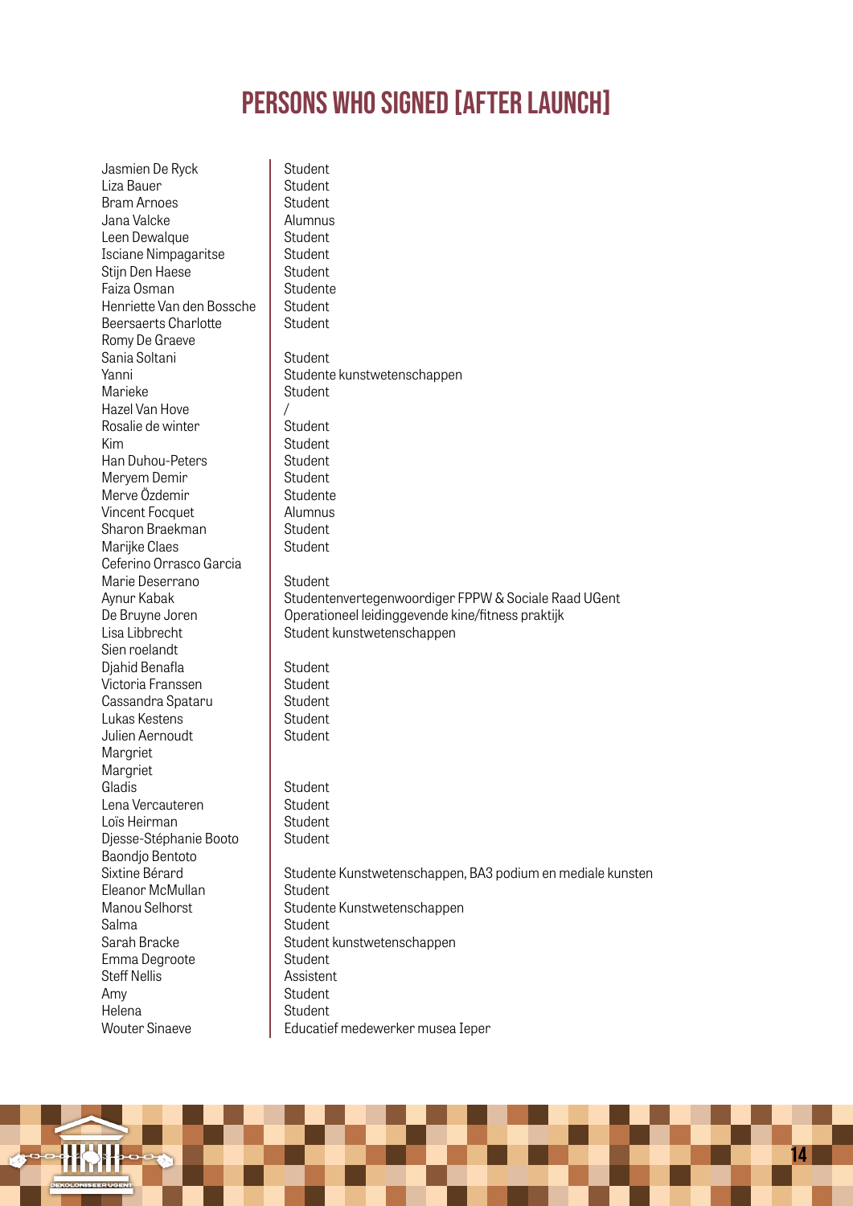# PERSONS WHO SIGNED [AFTER LAUNCH]

| | |
|---|---|
| Jasmien De Ryck | Student |
| Liza Bauer | Student |
| Bram Arnoes | Student |
| Jana Valcke | Alumnus |
| Leen Dewalque | Student |
| Isciane Nimpagaritse | Student |
| Stijn Den Haese | Student |
| Faiza Osman | Studente |
| Henriette Van den Bossche | Student |
| Beersaerts Charlotte | Student |
| Romy De Graeve | |
| Sania Soltani | Student |
| Yanni | Studente kunstwetenschappen |
| Marieke | Student |
| Hazel Van Hove | / |
| Rosalie de winter | Student |
| Kim | Student |
| Han Duhou-Peters | Student |
| Meryem Demir | Student |
| Merve Özdemir | Studente |
| Vincent Focquet | Alumnus |
| Sharon Braekman | Student |
| Marijke Claes | Student |
| Ceferino Orrasco Garcia | |
| Marie Deserrano | Student |
| Aynur Kabak | Studentenvertegenwoordiger FPPW & Sociale Raad UGent |
| De Bruyne Joren | Operationeel leidinggevende kine/fitness praktijk |
| Lisa Libbrecht | Student kunstwetenschappen |
| Sien roelandt | |
| Djahid Benafla | Student |
| Victoria Franssen | Student |
| Cassandra Spataru | Student |
| Lukas Kestens | Student |
| Julien Aernoudt | Student |
| Margriet | |
| Margriet | |
| Gladis | Student |
| Lena Vercauteren | Student |
| Loïs Heirman | Student |
| Djesse-Stéphanie Booto | Student |
| Baondjo Bentoto | |
| Sixtine Bérard | Studente Kunstwetenschappen, BA3 podium en mediale kunsten |
| Eleanor McMullan | Student |
| Manou Selhorst | Studente Kunstwetenschappen |
| Salma | Student |
| Sarah Bracke | Student kunstwetenschappen |
| Emma Degroote | Student |
| Steff Nellis | Assistent |
| Amy | Student |
| Helena | Student |
| Wouter Sinaeve | Educatief medewerker musea Ieper |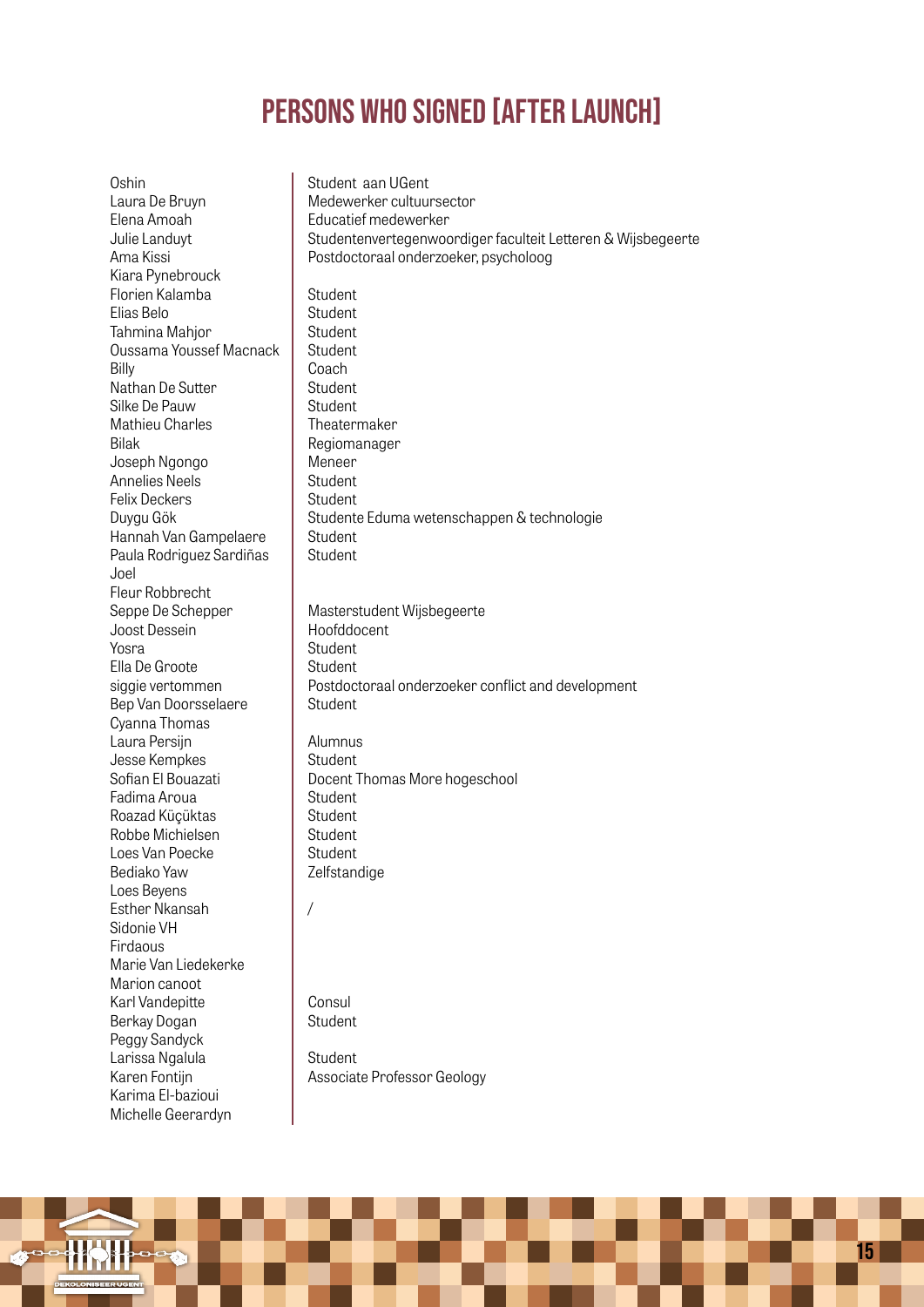# PERSONS WHO SIGNED [AFTER LAUNCH]

| Name | Function |
|---|---|
| Oshin | Student aan UGent |
| Laura De Bruyn | Medewerker cultuursector |
| Elena Amoah | Educatief medewerker |
| Julie Landuyt | Studentenvertegenwoordiger faculteit Letteren & Wijsbegeerte |
| Ama Kissi | Postdoctoraal onderzoeker, psycholoog |
| Kiara Pynebrouck | |
| Florien Kalamba | Student |
| Elias Belo | Student |
| Tahmina Mahjor | Student |
| Oussama Youssef Macnack | Student |
| Billy | Coach |
| Nathan De Sutter | Student |
| Silke De Pauw | Student |
| Mathieu Charles | Theatermaker |
| Bilak | Regiomanager |
| Joseph Ngongo | Meneer |
| Annelies Neels | Student |
| Felix Deckers | Student |
| Duygu Gök | Studente Eduma wetenschappen & technologie |
| Hannah Van Gampelaere | Student |
| Paula Rodriguez Sardiñas | Student |
| Joel | |
| Fleur Robbrecht | |
| Seppe De Schepper | Masterstudent Wijsbegeerte |
| Joost Dessein | Hoofddocent |
| Yosra | Student |
| Ella De Groote | Student |
| siggie vertommen | Postdoctoraal onderzoeker conflict and development |
| Bep Van Doorsselaere | Student |
| Cyanna Thomas | |
| Laura Persijn | Alumnus |
| Jesse Kempkes | Student |
| Sofian El Bouazati | Docent Thomas More hogeschool |
| Fadima Aroua | Student |
| Roazad Küçüktas | Student |
| Robbe Michielsen | Student |
| Loes Van Poecke | Student |
| Bediako Yaw | Zelfstandige |
| Loes Beyens | |
| Esther Nkansah | / |
| Sidonie VH | |
| Firdaous | |
| Marie Van Liedekerke | |
| Marion canoot | |
| Karl Vandepitte | Consul |
| Berkay Dogan | Student |
| Peggy Sandyck | |
| Larissa Ngalula | Student |
| Karen Fontijn | Associate Professor Geology |
| Karima El-bazioui | |
| Michelle Geerardyn | |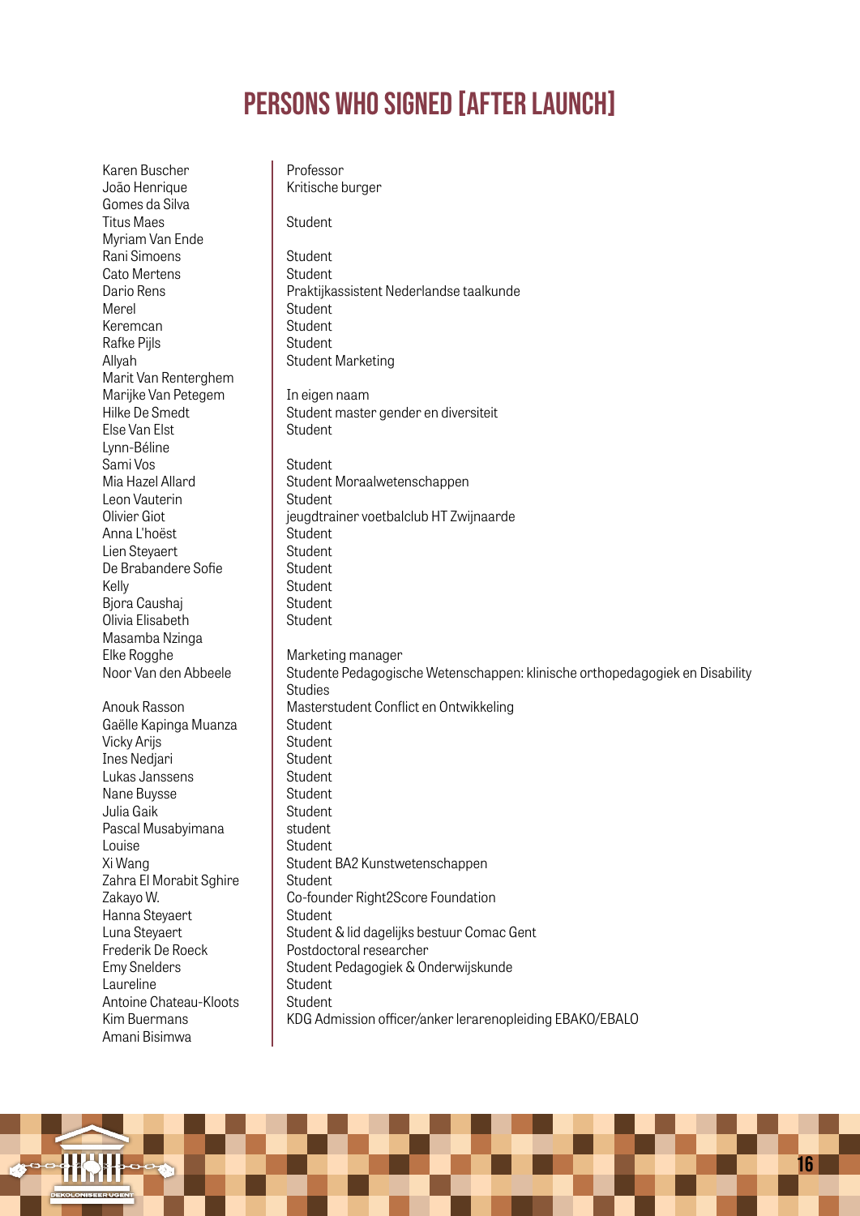# PERSONS WHO SIGNED [AFTER LAUNCH]

| Name | Role |
|---|---|
| Karen Buscher | Professor |
| João Henrique Gomes da Silva | Kritische burger |
| Titus Maes | Student |
| Myriam Van Ende | |
| Rani Simoens | Student |
| Cato Mertens | Student |
| Dario Rens | Praktijkassistent Nederlandse taalkunde |
| Merel | Student |
| Keremcan | Student |
| Rafke Pijls | Student |
| Allyah | Student Marketing |
| Marit Van Renterghem | |
| Marijke Van Petegem | In eigen naam |
| Hilke De Smedt | Student master gender en diversiteit |
| Else Van Elst | Student |
| Lynn-Béline | |
| Sami Vos | Student |
| Mia Hazel Allard | Student Moraalwetenschappen |
| Leon Vauterin | Student |
| Olivier Giot | jeugdtrainer voetbalclub HT Zwijnaarde |
| Anna L'hoëst | Student |
| Lien Steyaert | Student |
| De Brabandere Sofie | Student |
| Kelly | Student |
| Bjora Caushaj | Student |
| Olivia Elisabeth | Student |
| Masamba Nzinga | |
| Elke Rogghe | Marketing manager |
| Noor Van den Abbeele | Studente Pedagogische Wetenschappen: klinische orthopedagogiek en Disability Studies |
| Anouk Rasson | Masterstudent Conflict en Ontwikkeling |
| Gaëlle Kapinga Muanza | Student |
| Vicky Arijs | Student |
| Ines Nedjari | Student |
| Lukas Janssens | Student |
| Nane Buysse | Student |
| Julia Gaik | Student |
| Pascal Musabyimana | student |
| Louise | Student |
| Xi Wang | Student BA2 Kunstwetenschappen |
| Zahra El Morabit Sghire | Student |
| Zakayo W. | Co-founder Right2Score Foundation |
| Hanna Steyaert | Student |
| Luna Steyaert | Student & lid dagelijks bestuur Comac Gent |
| Frederik De Roeck | Postdoctoral researcher |
| Emy Snelders | Student Pedagogiek & Onderwijskunde |
| Laureline | Student |
| Antoine Chateau-Kloots | Student |
| Kim Buermans | KDG Admission officer/anker lerarenopleiding EBAKO/EBALO |
| Amani Bisimwa | |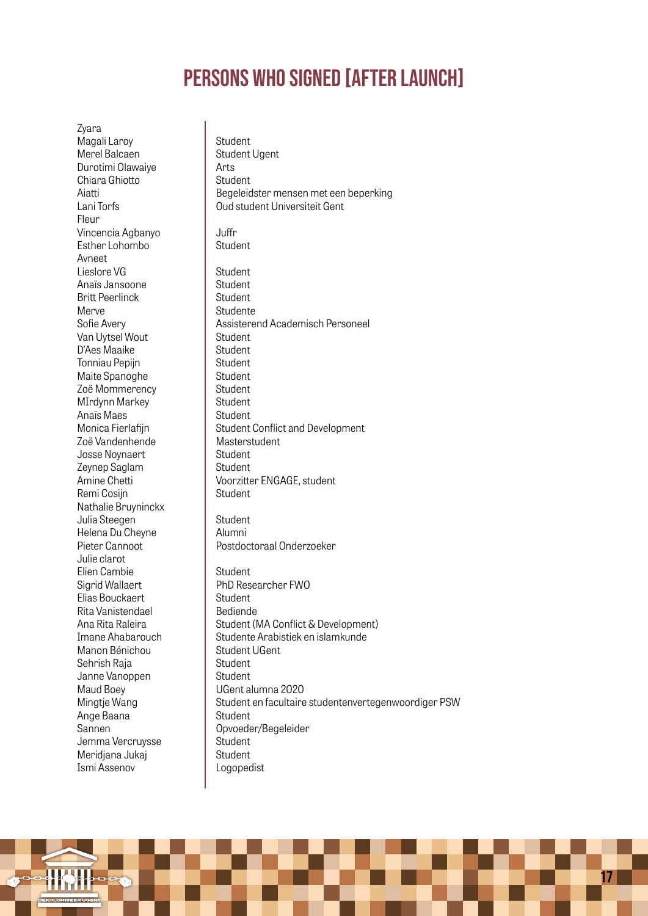# PERSONS WHO SIGNED [AFTER LAUNCH]

| Name | Role |
|---|---|
| Zyara | |
| Magali Laroy | Student |
| Merel Balcaen | Student Ugent |
| Durotimi Olawaiye | Arts |
| Chiara Ghiotto | Student |
| Aiatti | Begeleidster mensen met een beperking |
| Lani Torfs | Oud student Universiteit Gent |
| Fleur | |
| Vincencia Agbanyo | Juffr |
| Esther Lohombo | Student |
| Avneet | |
| Lieslore VG | Student |
| Anaïs Jansoone | Student |
| Britt Peerlinck | Student |
| Merve | Studente |
| Sofie Avery | Assisterend Academisch Personeel |
| Van Uytsel Wout | Student |
| D'Aes Maaike | Student |
| Tonniau Pepijn | Student |
| Maite Spanoghe | Student |
| Zoë Mommerency | Student |
| MIrdynn Markey | Student |
| Anaïs Maes | Student |
| Monica Fierlafijn | Student Conflict and Development |
| Zoë Vandenhende | Masterstudent |
| Josse Noynaert | Student |
| Zeynep Saglam | Student |
| Amine Chetti | Voorzitter ENGAGE, student |
| Remi Cosijn | Student |
| Nathalie Bruyninckx | |
| Julia Steegen | Student |
| Helena Du Cheyne | Alumni |
| Pieter Cannoot | Postdoctoraal Onderzoeker |
| Julie clarot | |
| Elien Cambie | Student |
| Sigrid Wallaert | PhD Researcher FWO |
| Elias Bouckaert | Student |
| Rita Vanistendael | Bediende |
| Ana Rita Raleira | Student (MA Conflict & Development) |
| Imane Ahabarouch | Studente Arabistiek en islamkunde |
| Manon Bénichou | Student UGent |
| Sehrish Raja | Student |
| Janne Vanoppen | Student |
| Maud Boey | UGent alumna 2020 |
| Mingtje Wang | Student en facultaire studentenvertegenwoordiger PSW |
| Ange Baana | Student |
| Sannen | Opvoeder/Begeleider |
| Jemma Vercruysse | Student |
| Meridjana Jukaj | Student |
| Ismi Assenov | Logopedist |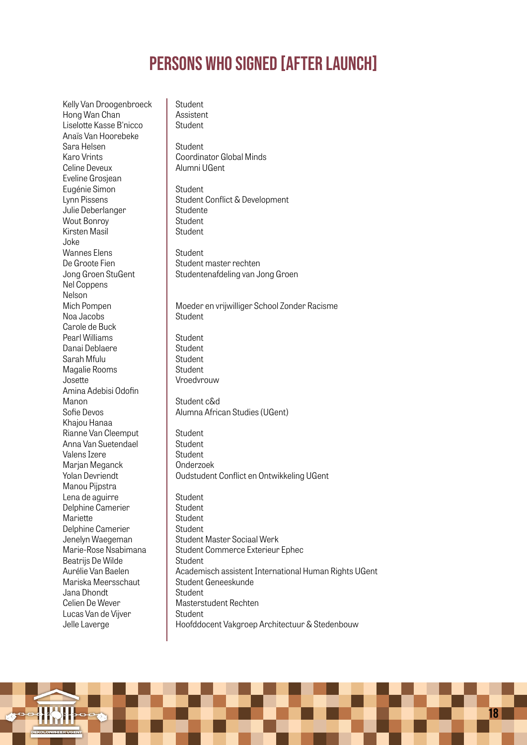# PERSONS WHO SIGNED [AFTER LAUNCH]

| Name | Function |
|---|---|
| Kelly Van Droogenbroeck | Student |
| Hong Wan Chan | Assistent |
| Liselotte Kasse B'nicco | Student |
| Anaïs Van Hoorebeke | |
| Sara Helsen | Student |
| Karo Vrints | Coordinator Global Minds |
| Celine Deveux | Alumni UGent |
| Eveline Grosjean | |
| Eugénie Simon | Student |
| Lynn Pissens | Student Conflict & Development |
| Julie Deberlanger | Studente |
| Wout Bonroy | Student |
| Kirsten Masil | Student |
| Joke | |
| Wannes Elens | Student |
| De Groote Fien | Student master rechten |
| Jong Groen StuGent | Studentenafdeling van Jong Groen |
| Nel Coppens | |
| Nelson | |
| Mich Pompen | Moeder en vrijwilliger School Zonder Racisme |
| Noa Jacobs | Student |
| Carole de Buck | |
| Pearl Williams | Student |
| Danai Deblaere | Student |
| Sarah Mfulu | Student |
| Magalie Rooms | Student |
| Josette | Vroedvrouw |
| Amina Adebisi Odofin | |
| Manon | Student c&d |
| Sofie Devos | Alumna African Studies (UGent) |
| Khajou Hanaa | |
| Rianne Van Cleemput | Student |
| Anna Van Suetendael | Student |
| Valens Izere | Student |
| Marjan Meganck | Onderzoek |
| Yolan Devriendt | Oudstudent Conflict en Ontwikkeling UGent |
| Manou Pijpstra | |
| Lena de aguirre | Student |
| Delphine Camerier | Student |
| Mariette | Student |
| Delphine Camerier | Student |
| Jenelyn Waegeman | Student Master Sociaal Werk |
| Marie-Rose Nsabimana | Student Commerce Exterieur Ephec |
| Beatrijs De Wilde | Student |
| Aurélie Van Baelen | Academisch assistent International Human Rights UGent |
| Mariska Meersschaut | Student Geneeskunde |
| Jana Dhondt | Student |
| Celien De Wever | Masterstudent Rechten |
| Lucas Van de Vijver | Student |
| Jelle Laverge | Hoofddocent Vakgroep Architectuur & Stedenbouw |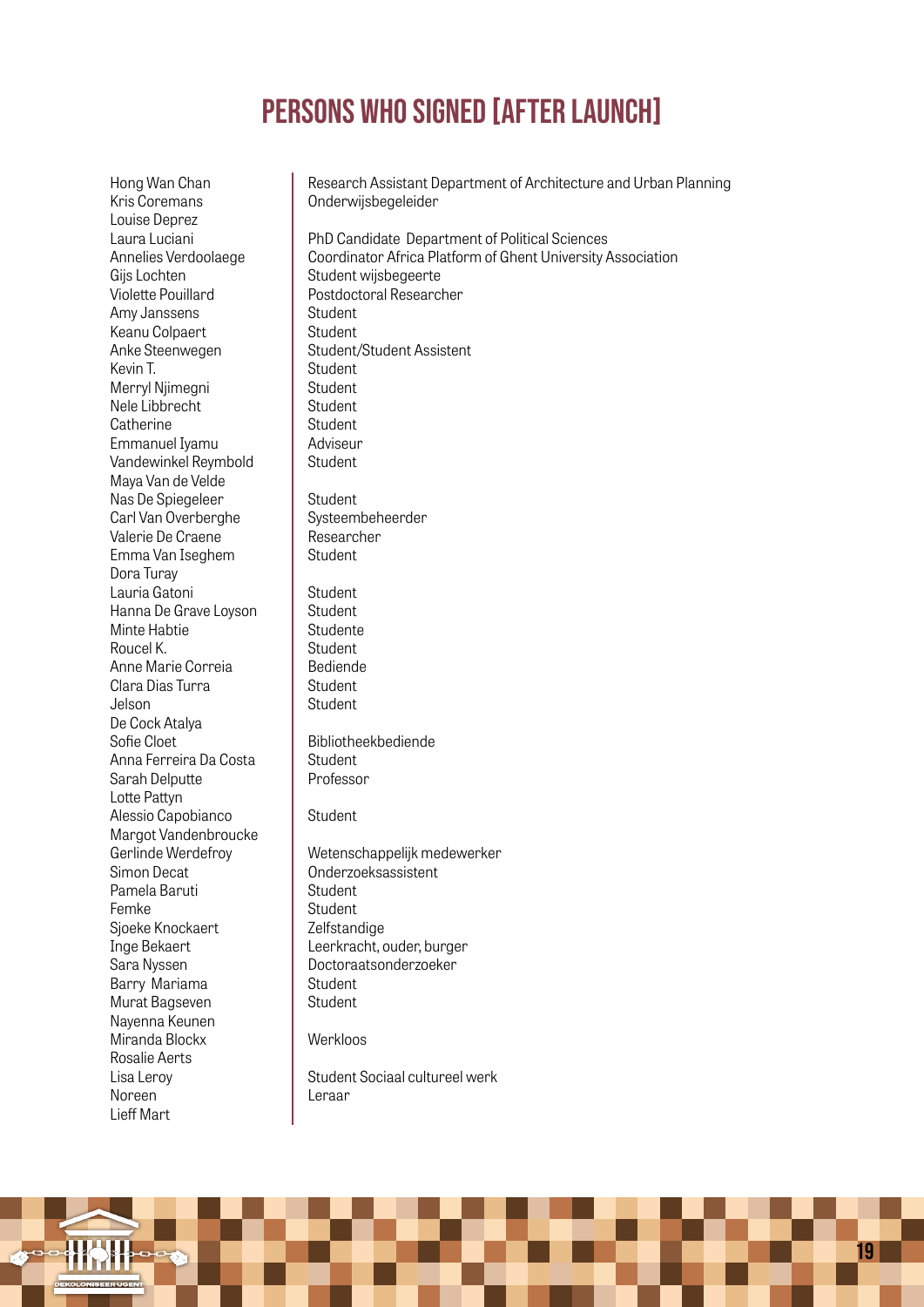# PERSONS WHO SIGNED [AFTER LAUNCH]

| Name | Position |
|---|---|
| Hong Wan Chan | Research Assistant Department of Architecture and Urban Planning |
| Kris Coremans | Onderwijsbegeleider |
| Louise Deprez | |
| Laura Luciani | PhD Candidate Department of Political Sciences |
| Annelies Verdoolaege | Coordinator Africa Platform of Ghent University Association |
| Gijs Lochten | Student wijsbegeerte |
| Violette Pouillard | Postdoctoral Researcher |
| Amy Janssens | Student |
| Keanu Colpaert | Student |
| Anke Steenwegen | Student/Student Assistent |
| Kevin T. | Student |
| Merryl Njimegni | Student |
| Nele Libbrecht | Student |
| Catherine | Student |
| Emmanuel Iyamu | Adviseur |
| Vandewinkel Reymbold | Student |
| Maya Van de Velde | |
| Nas De Spiegeleer | Student |
| Carl Van Overberghe | Systeembeheerder |
| Valerie De Craene | Researcher |
| Emma Van Iseghem | Student |
| Dora Turay | |
| Lauria Gatoni | Student |
| Hanna De Grave Loyson | Student |
| Minte Habtie | Studente |
| Roucel K. | Student |
| Anne Marie Correia | Bediende |
| Clara Dias Turra | Student |
| Jelson | Student |
| De Cock Atalya | |
| Sofie Cloet | Bibliotheekbediende |
| Anna Ferreira Da Costa | Student |
| Sarah Delputte | Professor |
| Lotte Pattyn | |
| Alessio Capobianco | Student |
| Margot Vandenbroucke | |
| Gerlinde Werdefroy | Wetenschappelijk medewerker |
| Simon Decat | Onderzoeksassistent |
| Pamela Baruti | Student |
| Femke | Student |
| Sjoeke Knockaert | Zelfstandige |
| Inge Bekaert | Leerkracht, ouder, burger |
| Sara Nyssen | Doctoraatsonderzoeker |
| Barry Mariama | Student |
| Murat Bagseven | Student |
| Nayenna Keunen | |
| Miranda Blockx | Werkloos |
| Rosalie Aerts | |
| Lisa Leroy | Student Sociaal cultureel werk |
| Noreen | Leraar |
| Lieff Mart | |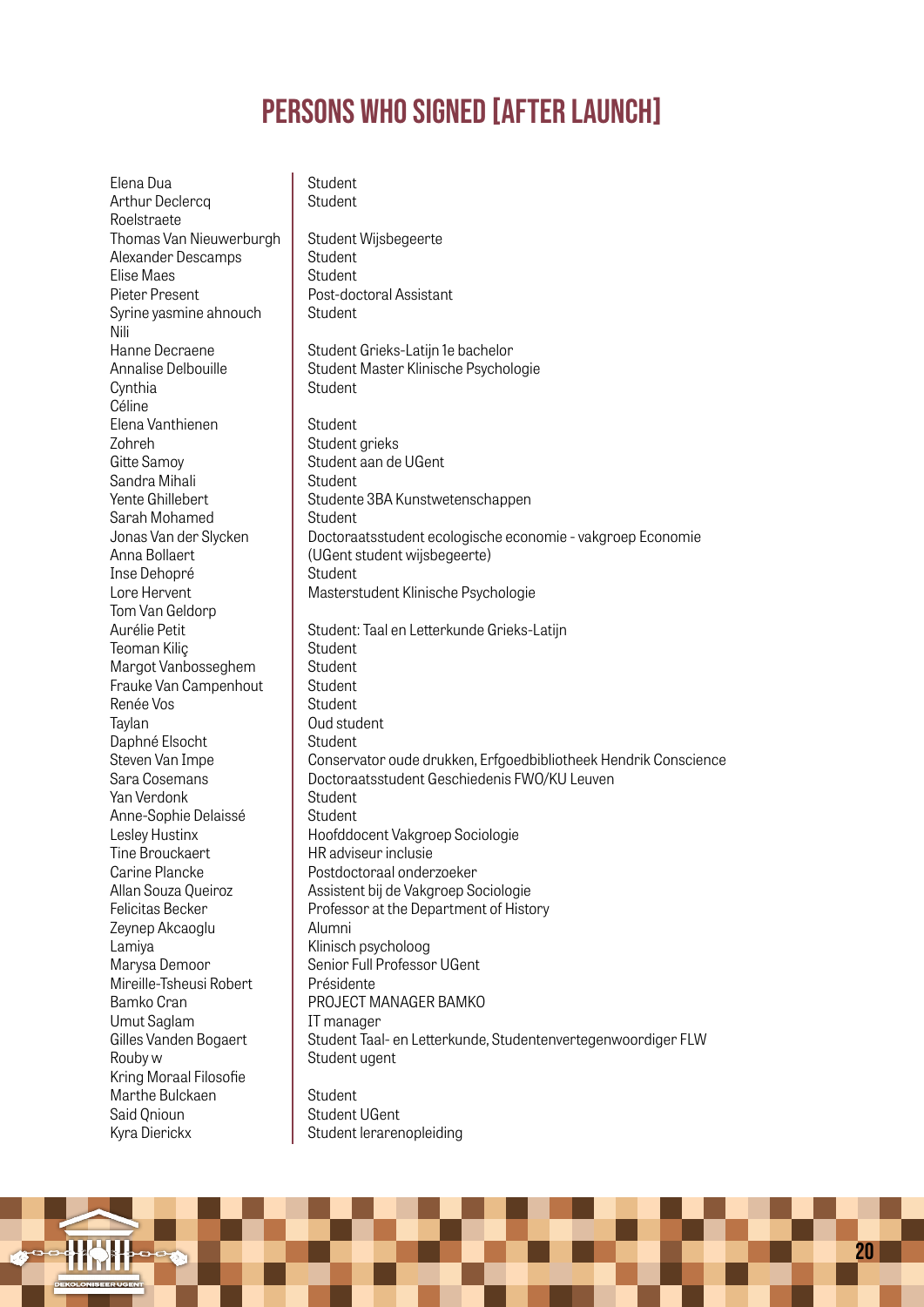# PERSONS WHO SIGNED [AFTER LAUNCH]

| | |
|---|---|
| Elena Dua | Student |
| Arthur Declercq | Student |
| Roelstraete | |
| Thomas Van Nieuwerburgh | Student Wijsbegeerte |
| Alexander Descamps | Student |
| Elise Maes | Student |
| Pieter Present | Post-doctoral Assistant |
| Syrine yasmine ahnouch | Student |
| Nili | |
| Hanne Decraene | Student Grieks-Latijn 1e bachelor |
| Annalise Delbouille | Student Master Klinische Psychologie |
| Cynthia | Student |
| Céline | |
| Elena Vanthienen | Student |
| Zohreh | Student grieks |
| Gitte Samoy | Student aan de UGent |
| Sandra Mihali | Student |
| Yente Ghillebert | Studente 3BA Kunstwetenschappen |
| Sarah Mohamed | Student |
| Jonas Van der Slycken | Doctoraatsstudent ecologische economie - vakgroep Economie |
| Anna Bollaert | (UGent student wijsbegeerte) |
| Inse Dehopré | Student |
| Lore Hervent | Masterstudent Klinische Psychologie |
| Tom Van Geldorp | |
| Aurélie Petit | Student: Taal en Letterkunde Grieks-Latijn |
| Teoman Kiliç | Student |
| Margot Vanbosseghem | Student |
| Frauke Van Campenhout | Student |
| Renée Vos | Student |
| Taylan | Oud student |
| Daphné Elsocht | Student |
| Steven Van Impe | Conservator oude drukken, Erfgoedbibliotheek Hendrik Conscience |
| Sara Cosemans | Doctoraatsstudent Geschiedenis FWO/KU Leuven |
| Yan Verdonk | Student |
| Anne-Sophie Delaissé | Student |
| Lesley Hustinx | Hoofddocent Vakgroep Sociologie |
| Tine Brouckaert | HR adviseur inclusie |
| Carine Plancke | Postdoctoraal onderzoeker |
| Allan Souza Queiroz | Assistent bij de Vakgroep Sociologie |
| Felicitas Becker | Professor at the Department of History |
| Zeynep Akcaoglu | Alumni |
| Lamiya | Klinisch psycholoog |
| Marysa Demoor | Senior Full Professor UGent |
| Mireille-Tsheusi Robert | Présidente |
| Bamko Cran | PROJECT MANAGER BAMKO |
| Umut Saglam | IT manager |
| Gilles Vanden Bogaert | Student Taal- en Letterkunde, Studentenvertegenwoordiger FLW |
| Rouby w | Student ugent |
| Kring Moraal Filosofie | |
| Marthe Bulckaen | Student |
| Said Qnioun | Student UGent |
| Kyra Dierickx | Student lerarenopleiding |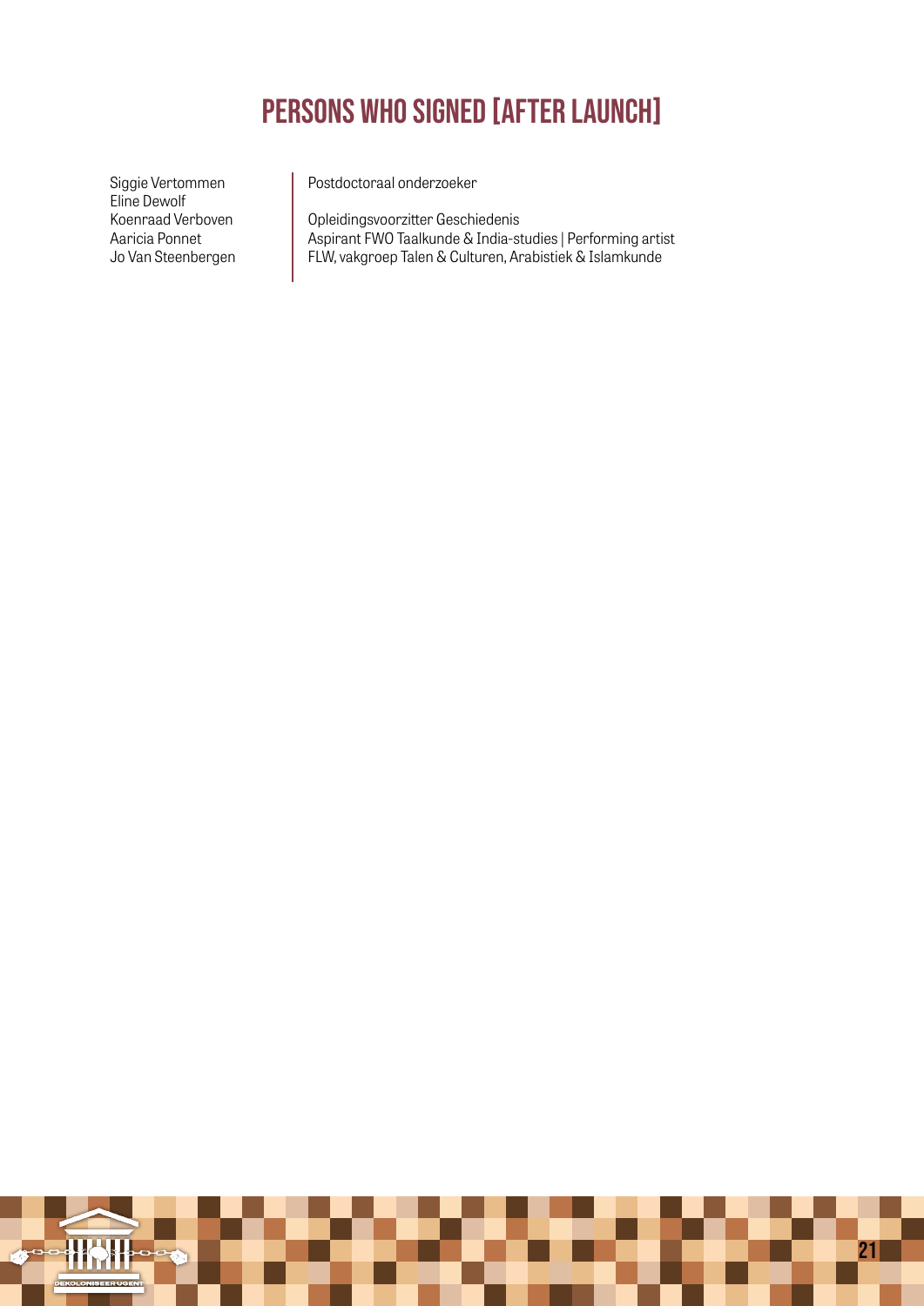# PERSONS WHO SIGNED [AFTER LAUNCH]

| | |
|---|---|
| Siggie Vertommen | Postdoctoraal onderzoeker |
| Eline Dewolf | |
| Koenraad Verboven | Opleidingsvoorzitter Geschiedenis |
| Aaricia Ponnet | Aspirant FWO Taalkunde & India-studies \| Performing artist |
| Jo Van Steenbergen | FLW, vakgroep Talen & Culturen, Arabistiek & Islamkunde |